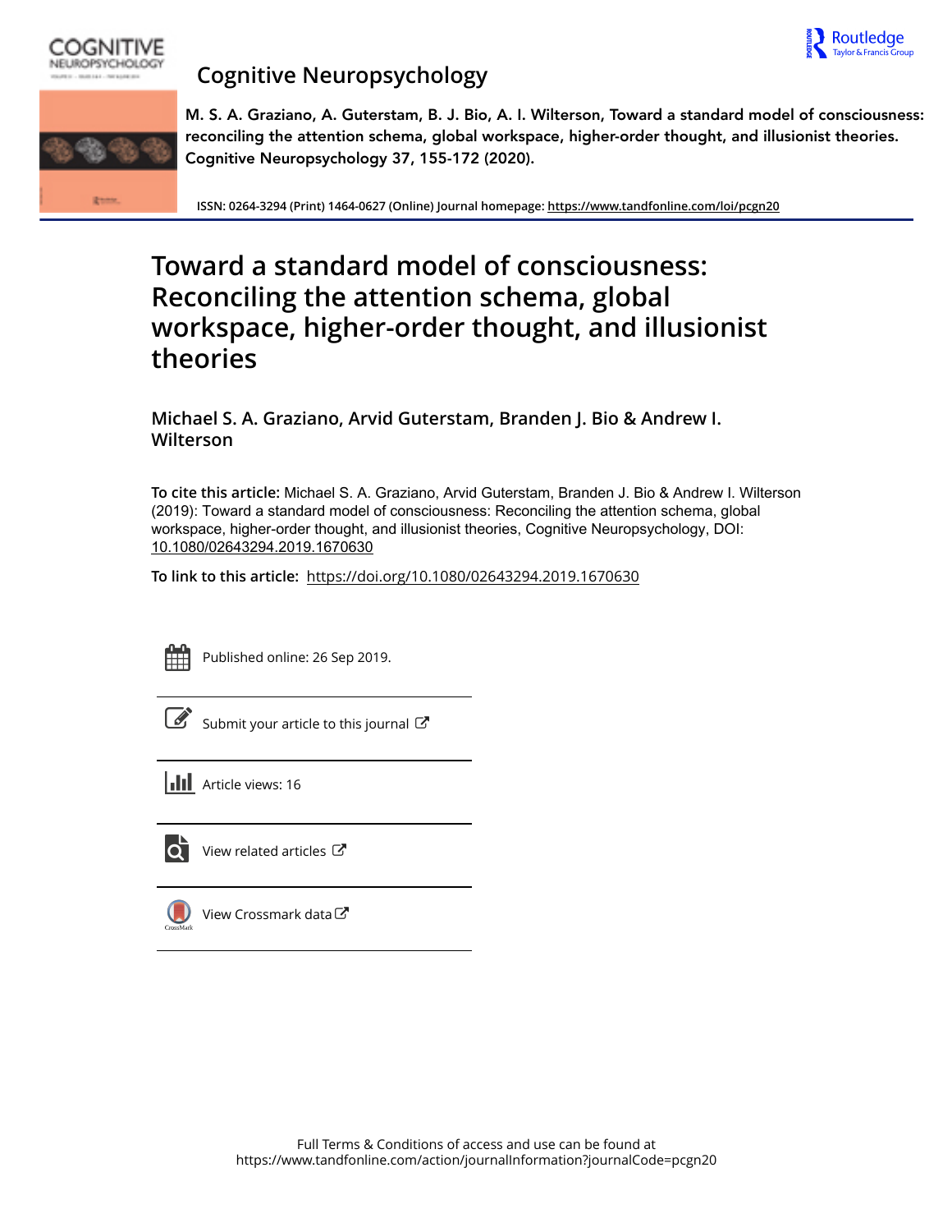# Cognitive Neuropsychology

**M. S. A. Graziano, A. Guterstam, B. J. Bio, A. I. Wilterson, Toward a standard model of consciousness: reconciling the attention schema, global workspace, higher-order thought, and illusionist theories. Cognitive Neuropsychology 37, 155-172 (2020).**

ISSN: 0264-3294 (Print) 1464-0627 (Online) Journal homepage: https://www.tandfonline.com/loi/pcgn20

# Toward a standard model of consciousness: Reconciling the attention schema, global workspace, higher-order thought, and illusionist theories

**Michael S. A. Graziano, Arvid Guterstam, Branden J. Bio & Andrew I. Wilterson**

**To cite this article:** Michael S. A. Graziano, Arvid Guterstam, Branden J. Bio & Andrew I. Wilterson (2019): Toward a standard model of consciousness: Reconciling the attention schema, global workspace, higher-order thought, and illusionist theories, Cognitive Neuropsychology, DOI: 10.1080/02643294.2019.1670630

**To link to this article:** https://doi.org/10.1080/02643294.2019.1670630

Published online: 26 Sep 2019.

Submit your article to this journal

Article views: 16

View related articles

View Crossmark data

Full Terms & Conditions of access and use can be found at https://www.tandfonline.com/action/journalInformation?journalCode=pcgn20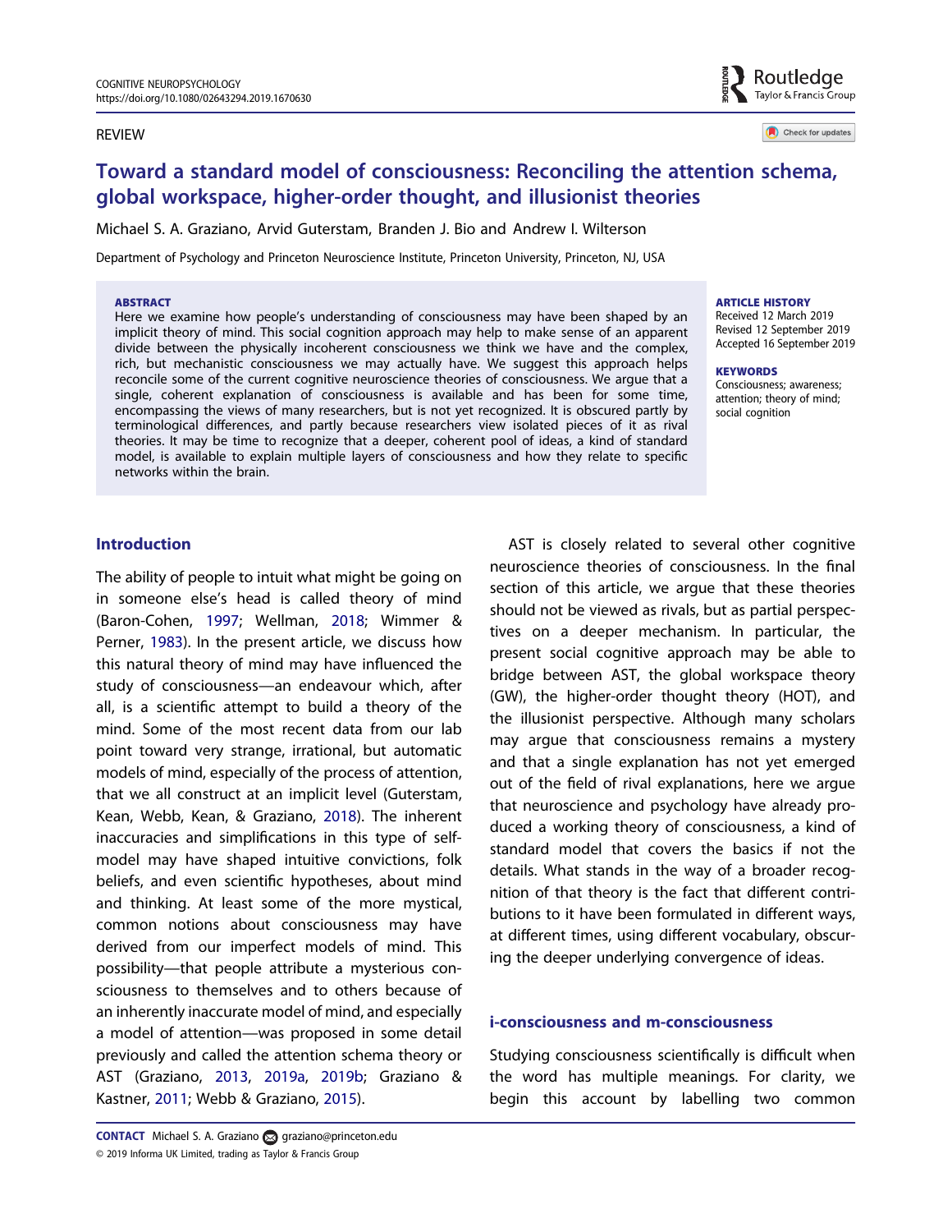REVIEW

# Toward a standard model of consciousness: Reconciling the attention schema, global workspace, higher-order thought, and illusionist theories

Michael S. A. Graziano, Arvid Guterstam, Branden J. Bio and Andrew I. Wilterson

Department of Psychology and Princeton Neuroscience Institute, Princeton University, Princeton, NJ, USA

**ABSTRACT**

Here we examine how people's understanding of consciousness may have been shaped by an implicit theory of mind. This social cognition approach may help to make sense of an apparent divide between the physically incoherent consciousness we think we have and the complex, rich, but mechanistic consciousness we may actually have. We suggest this approach helps reconcile some of the current cognitive neuroscience theories of consciousness. We argue that a single, coherent explanation of consciousness is available and has been for some time, encompassing the views of many researchers, but is not yet recognized. It is obscured partly by terminological differences, and partly because researchers view isolated pieces of it as rival theories. It may be time to recognize that a deeper, coherent pool of ideas, a kind of standard model, is available to explain multiple layers of consciousness and how they relate to specific networks within the brain.

**ARTICLE HISTORY**
Received 12 March 2019
Revised 12 September 2019
Accepted 16 September 2019

**KEYWORDS**
Consciousness; awareness; attention; theory of mind; social cognition

## Introduction

The ability of people to intuit what might be going on in someone else's head is called theory of mind (Baron-Cohen, 1997; Wellman, 2018; Wimmer & Perner, 1983). In the present article, we discuss how this natural theory of mind may have influenced the study of consciousness—an endeavour which, after all, is a scientific attempt to build a theory of the mind. Some of the most recent data from our lab point toward very strange, irrational, but automatic models of mind, especially of the process of attention, that we all construct at an implicit level (Guterstam, Kean, Webb, Kean, & Graziano, 2018). The inherent inaccuracies and simplifications in this type of self-model may have shaped intuitive convictions, folk beliefs, and even scientific hypotheses, about mind and thinking. At least some of the more mystical, common notions about consciousness may have derived from our imperfect models of mind. This possibility—that people attribute a mysterious consciousness to themselves and to others because of an inherently inaccurate model of mind, and especially a model of attention—was proposed in some detail previously and called the attention schema theory or AST (Graziano, 2013, 2019a, 2019b; Graziano & Kastner, 2011; Webb & Graziano, 2015).

AST is closely related to several other cognitive neuroscience theories of consciousness. In the final section of this article, we argue that these theories should not be viewed as rivals, but as partial perspectives on a deeper mechanism. In particular, the present social cognitive approach may be able to bridge between AST, the global workspace theory (GW), the higher-order thought theory (HOT), and the illusionist perspective. Although many scholars may argue that consciousness remains a mystery and that a single explanation has not yet emerged out of the field of rival explanations, here we argue that neuroscience and psychology have already produced a working theory of consciousness, a kind of standard model that covers the basics if not the details. What stands in the way of a broader recognition of that theory is the fact that different contributions to it have been formulated in different ways, at different times, using different vocabulary, obscuring the deeper underlying convergence of ideas.

## i-consciousness and m-consciousness

Studying consciousness scientifically is difficult when the word has multiple meanings. For clarity, we begin this account by labelling two common

**CONTACT** Michael S. A. Graziano graziano@princeton.edu
© 2019 Informa UK Limited, trading as Taylor & Francis Group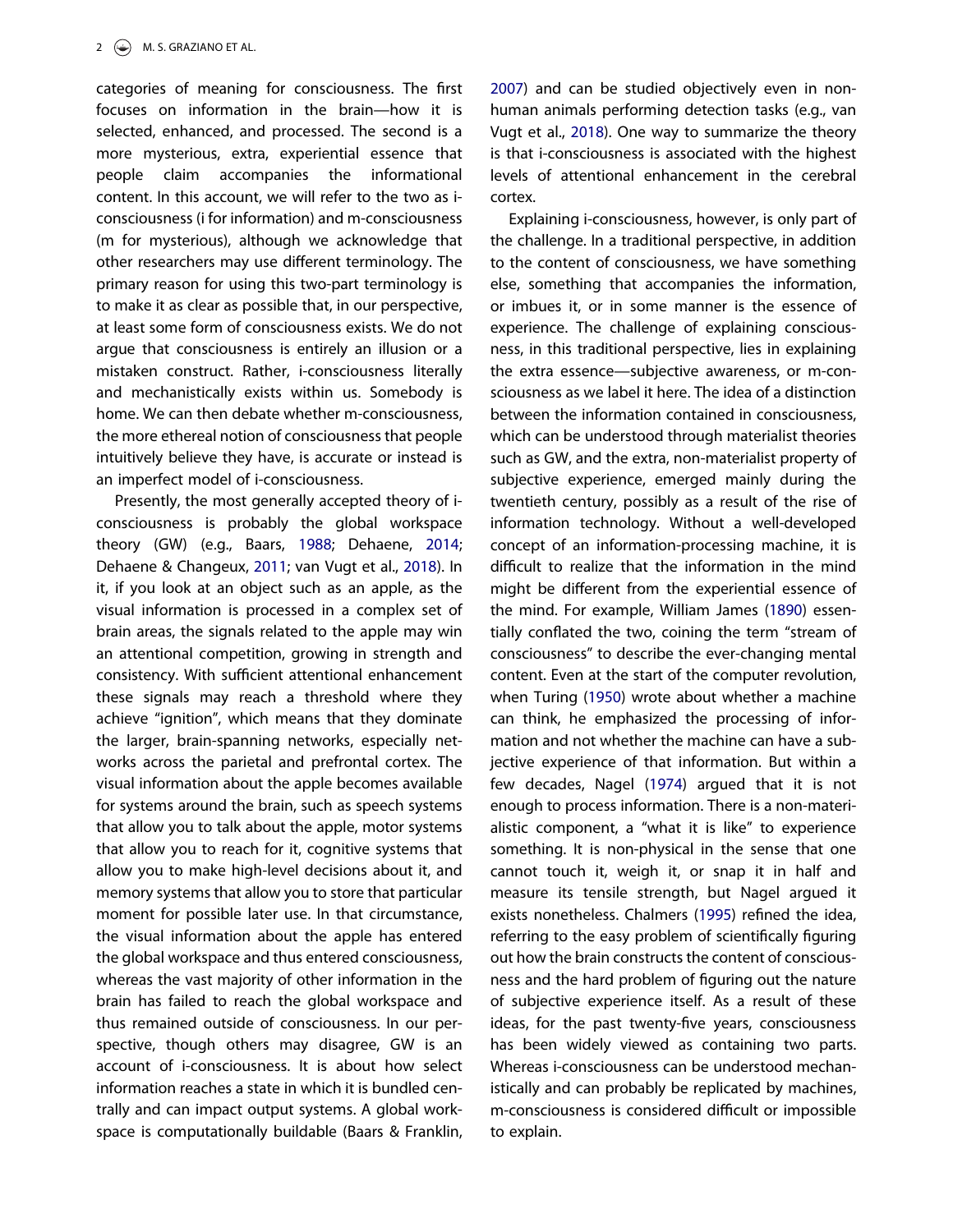categories of meaning for consciousness. The first focuses on information in the brain—how it is selected, enhanced, and processed. The second is a more mysterious, extra, experiential essence that people claim accompanies the informational content. In this account, we will refer to the two as i-consciousness (i for information) and m-consciousness (m for mysterious), although we acknowledge that other researchers may use different terminology. The primary reason for using this two-part terminology is to make it as clear as possible that, in our perspective, at least some form of consciousness exists. We do not argue that consciousness is entirely an illusion or a mistaken construct. Rather, i-consciousness literally and mechanistically exists within us. Somebody is home. We can then debate whether m-consciousness, the more ethereal notion of consciousness that people intuitively believe they have, is accurate or instead is an imperfect model of i-consciousness.

Presently, the most generally accepted theory of i-consciousness is probably the global workspace theory (GW) (e.g., Baars, 1988; Dehaene, 2014; Dehaene & Changeux, 2011; van Vugt et al., 2018). In it, if you look at an object such as an apple, as the visual information is processed in a complex set of brain areas, the signals related to the apple may win an attentional competition, growing in strength and consistency. With sufficient attentional enhancement these signals may reach a threshold where they achieve "ignition", which means that they dominate the larger, brain-spanning networks, especially networks across the parietal and prefrontal cortex. The visual information about the apple becomes available for systems around the brain, such as speech systems that allow you to talk about the apple, motor systems that allow you to reach for it, cognitive systems that allow you to make high-level decisions about it, and memory systems that allow you to store that particular moment for possible later use. In that circumstance, the visual information about the apple has entered the global workspace and thus entered consciousness, whereas the vast majority of other information in the brain has failed to reach the global workspace and thus remained outside of consciousness. In our perspective, though others may disagree, GW is an account of i-consciousness. It is about how select information reaches a state in which it is bundled centrally and can impact output systems. A global workspace is computationally buildable (Baars & Franklin, 2007) and can be studied objectively even in non-human animals performing detection tasks (e.g., van Vugt et al., 2018). One way to summarize the theory is that i-consciousness is associated with the highest levels of attentional enhancement in the cerebral cortex.

Explaining i-consciousness, however, is only part of the challenge. In a traditional perspective, in addition to the content of consciousness, we have something else, something that accompanies the information, or imbues it, or in some manner is the essence of experience. The challenge of explaining consciousness, in this traditional perspective, lies in explaining the extra essence—subjective awareness, or m-consciousness as we label it here. The idea of a distinction between the information contained in consciousness, which can be understood through materialist theories such as GW, and the extra, non-materialist property of subjective experience, emerged mainly during the twentieth century, possibly as a result of the rise of information technology. Without a well-developed concept of an information-processing machine, it is difficult to realize that the information in the mind might be different from the experiential essence of the mind. For example, William James (1890) essentially conflated the two, coining the term "stream of consciousness" to describe the ever-changing mental content. Even at the start of the computer revolution, when Turing (1950) wrote about whether a machine can think, he emphasized the processing of information and not whether the machine can have a subjective experience of that information. But within a few decades, Nagel (1974) argued that it is not enough to process information. There is a non-materialistic component, a "what it is like" to experience something. It is non-physical in the sense that one cannot touch it, weigh it, or snap it in half and measure its tensile strength, but Nagel argued it exists nonetheless. Chalmers (1995) refined the idea, referring to the easy problem of scientifically figuring out how the brain constructs the content of consciousness and the hard problem of figuring out the nature of subjective experience itself. As a result of these ideas, for the past twenty-five years, consciousness has been widely viewed as containing two parts. Whereas i-consciousness can be understood mechanistically and can probably be replicated by machines, m-consciousness is considered difficult or impossible to explain.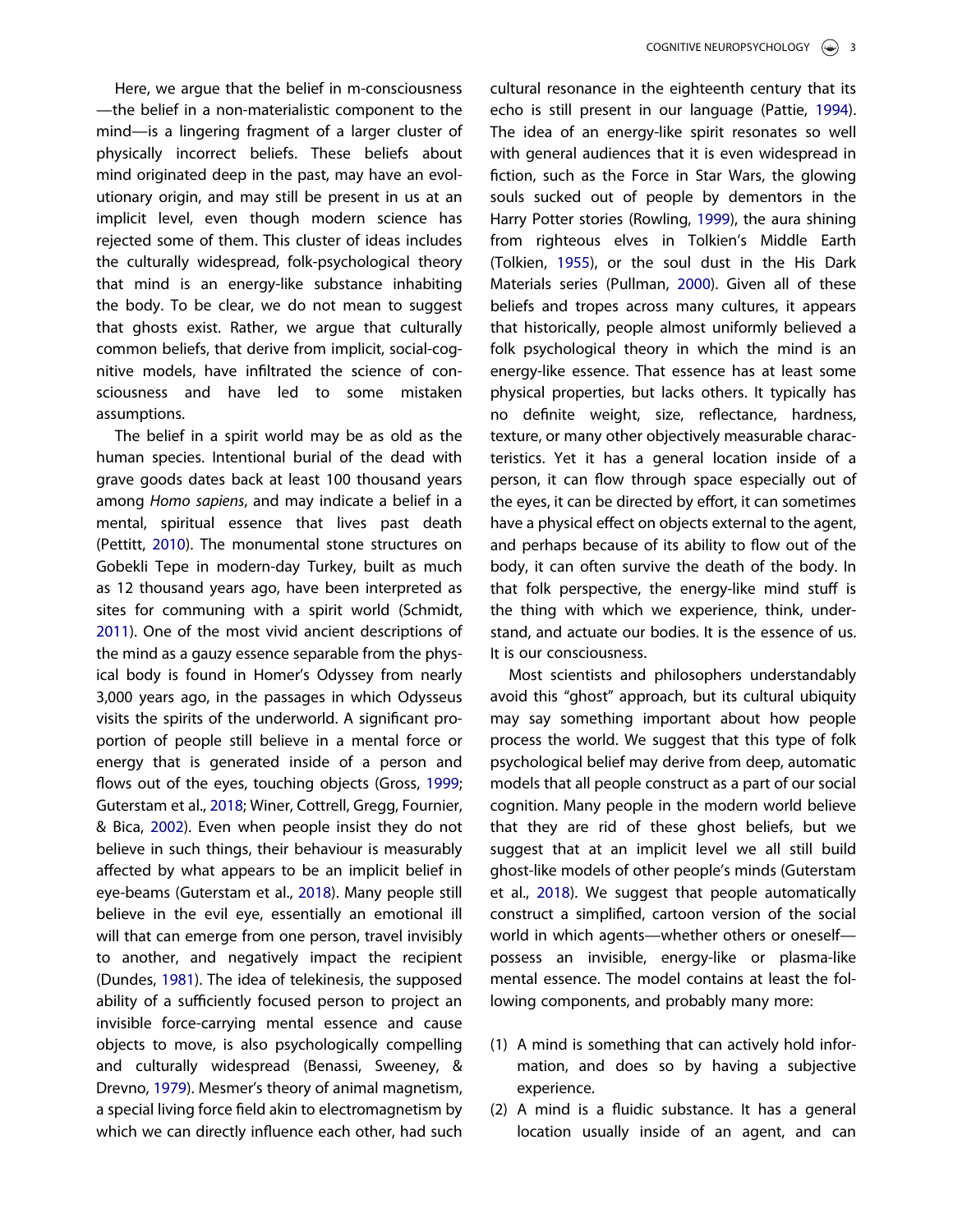Here, we argue that the belief in m-consciousness—the belief in a non-materialistic component to the mind—is a lingering fragment of a larger cluster of physically incorrect beliefs. These beliefs about mind originated deep in the past, may have an evolutionary origin, and may still be present in us at an implicit level, even though modern science has rejected some of them. This cluster of ideas includes the culturally widespread, folk-psychological theory that mind is an energy-like substance inhabiting the body. To be clear, we do not mean to suggest that ghosts exist. Rather, we argue that culturally common beliefs, that derive from implicit, social-cognitive models, have infiltrated the science of consciousness and have led to some mistaken assumptions.

The belief in a spirit world may be as old as the human species. Intentional burial of the dead with grave goods dates back at least 100 thousand years among *Homo sapiens*, and may indicate a belief in a mental, spiritual essence that lives past death (Pettitt, 2010). The monumental stone structures on Gobekli Tepe in modern-day Turkey, built as much as 12 thousand years ago, have been interpreted as sites for communing with a spirit world (Schmidt, 2011). One of the most vivid ancient descriptions of the mind as a gauzy essence separable from the physical body is found in Homer's Odyssey from nearly 3,000 years ago, in the passages in which Odysseus visits the spirits of the underworld. A significant proportion of people still believe in a mental force or energy that is generated inside of a person and flows out of the eyes, touching objects (Gross, 1999; Guterstam et al., 2018; Winer, Cottrell, Gregg, Fournier, & Bica, 2002). Even when people insist they do not believe in such things, their behaviour is measurably affected by what appears to be an implicit belief in eye-beams (Guterstam et al., 2018). Many people still believe in the evil eye, essentially an emotional ill will that can emerge from one person, travel invisibly to another, and negatively impact the recipient (Dundes, 1981). The idea of telekinesis, the supposed ability of a sufficiently focused person to project an invisible force-carrying mental essence and cause objects to move, is also psychologically compelling and culturally widespread (Benassi, Sweeney, & Drevno, 1979). Mesmer's theory of animal magnetism, a special living force field akin to electromagnetism by which we can directly influence each other, had such cultural resonance in the eighteenth century that its echo is still present in our language (Pattie, 1994). The idea of an energy-like spirit resonates so well with general audiences that it is even widespread in fiction, such as the Force in Star Wars, the glowing souls sucked out of people by dementors in the Harry Potter stories (Rowling, 1999), the aura shining from righteous elves in Tolkien's Middle Earth (Tolkien, 1955), or the soul dust in the His Dark Materials series (Pullman, 2000). Given all of these beliefs and tropes across many cultures, it appears that historically, people almost uniformly believed a folk psychological theory in which the mind is an energy-like essence. That essence has at least some physical properties, but lacks others. It typically has no definite weight, size, reflectance, hardness, texture, or many other objectively measurable characteristics. Yet it has a general location inside of a person, it can flow through space especially out of the eyes, it can be directed by effort, it can sometimes have a physical effect on objects external to the agent, and perhaps because of its ability to flow out of the body, it can often survive the death of the body. In that folk perspective, the energy-like mind stuff is the thing with which we experience, think, understand, and actuate our bodies. It is the essence of us. It is our consciousness.

Most scientists and philosophers understandably avoid this "ghost" approach, but its cultural ubiquity may say something important about how people process the world. We suggest that this type of folk psychological belief may derive from deep, automatic models that all people construct as a part of our social cognition. Many people in the modern world believe that they are rid of these ghost beliefs, but we suggest that at an implicit level we all still build ghost-like models of other people's minds (Guterstam et al., 2018). We suggest that people automatically construct a simplified, cartoon version of the social world in which agents—whether others or oneself—possess an invisible, energy-like or plasma-like mental essence. The model contains at least the following components, and probably many more:

(1) A mind is something that can actively hold information, and does so by having a subjective experience.
(2) A mind is a fluidic substance. It has a general location usually inside of an agent, and can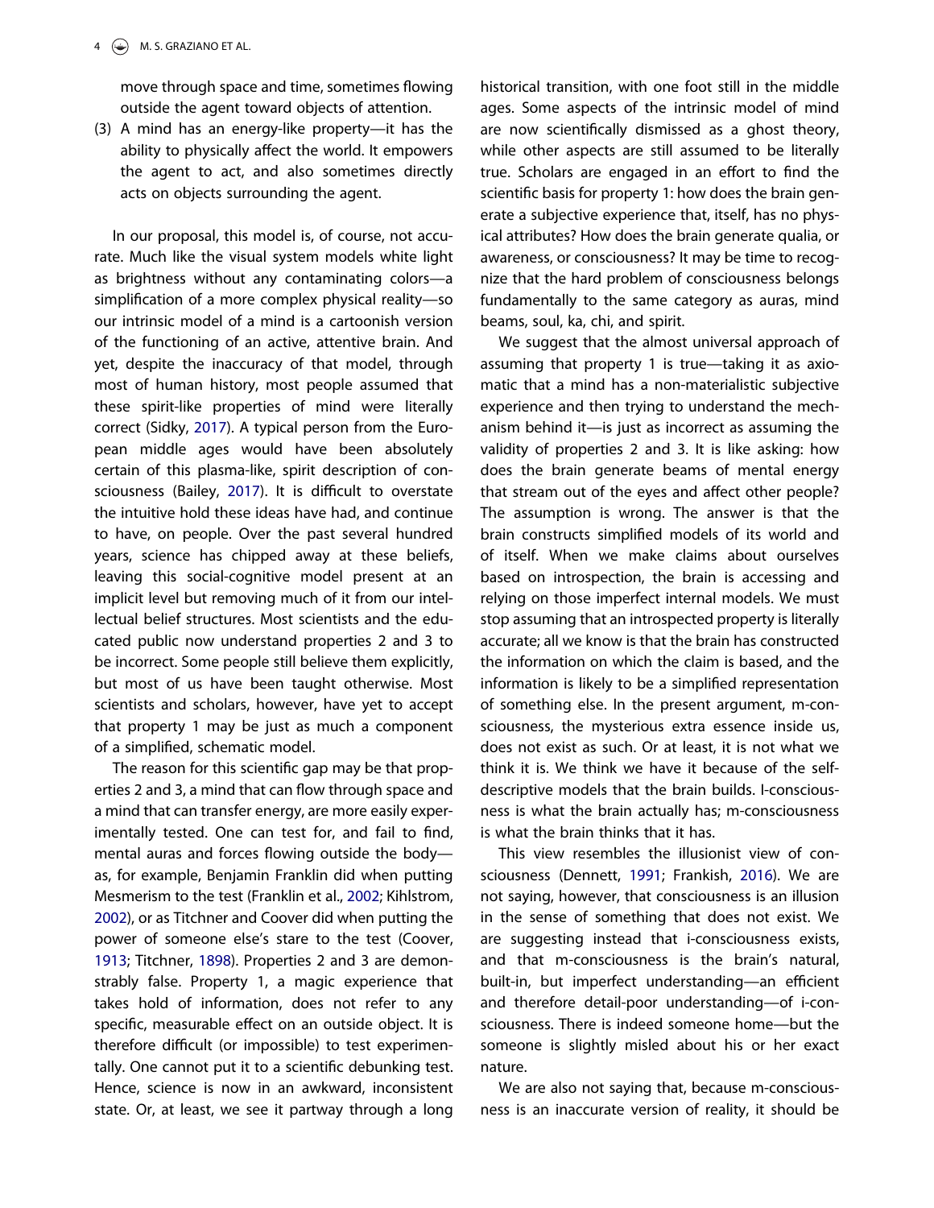move through space and time, sometimes flowing outside the agent toward objects of attention.

(3) A mind has an energy-like property—it has the ability to physically affect the world. It empowers the agent to act, and also sometimes directly acts on objects surrounding the agent.

In our proposal, this model is, of course, not accurate. Much like the visual system models white light as brightness without any contaminating colors—a simplification of a more complex physical reality—so our intrinsic model of a mind is a cartoonish version of the functioning of an active, attentive brain. And yet, despite the inaccuracy of that model, through most of human history, most people assumed that these spirit-like properties of mind were literally correct (Sidky, 2017). A typical person from the European middle ages would have been absolutely certain of this plasma-like, spirit description of consciousness (Bailey, 2017). It is difficult to overstate the intuitive hold these ideas have had, and continue to have, on people. Over the past several hundred years, science has chipped away at these beliefs, leaving this social-cognitive model present at an implicit level but removing much of it from our intellectual belief structures. Most scientists and the educated public now understand properties 2 and 3 to be incorrect. Some people still believe them explicitly, but most of us have been taught otherwise. Most scientists and scholars, however, have yet to accept that property 1 may be just as much a component of a simplified, schematic model.

The reason for this scientific gap may be that properties 2 and 3, a mind that can flow through space and a mind that can transfer energy, are more easily experimentally tested. One can test for, and fail to find, mental auras and forces flowing outside the body—as, for example, Benjamin Franklin did when putting Mesmerism to the test (Franklin et al., 2002; Kihlstrom, 2002), or as Titchner and Coover did when putting the power of someone else's stare to the test (Coover, 1913; Titchner, 1898). Properties 2 and 3 are demonstrably false. Property 1, a magic experience that takes hold of information, does not refer to any specific, measurable effect on an outside object. It is therefore difficult (or impossible) to test experimentally. One cannot put it to a scientific debunking test. Hence, science is now in an awkward, inconsistent state. Or, at least, we see it partway through a long historical transition, with one foot still in the middle ages. Some aspects of the intrinsic model of mind are now scientifically dismissed as a ghost theory, while other aspects are still assumed to be literally true. Scholars are engaged in an effort to find the scientific basis for property 1: how does the brain generate a subjective experience that, itself, has no physical attributes? How does the brain generate qualia, or awareness, or consciousness? It may be time to recognize that the hard problem of consciousness belongs fundamentally to the same category as auras, mind beams, soul, ka, chi, and spirit.

We suggest that the almost universal approach of assuming that property 1 is true—taking it as axiomatic that a mind has a non-materialistic subjective experience and then trying to understand the mechanism behind it—is just as incorrect as assuming the validity of properties 2 and 3. It is like asking: how does the brain generate beams of mental energy that stream out of the eyes and affect other people? The assumption is wrong. The answer is that the brain constructs simplified models of its world and of itself. When we make claims about ourselves based on introspection, the brain is accessing and relying on those imperfect internal models. We must stop assuming that an introspected property is literally accurate; all we know is that the brain has constructed the information on which the claim is based, and the information is likely to be a simplified representation of something else. In the present argument, m-consciousness, the mysterious extra essence inside us, does not exist as such. Or at least, it is not what we think it is. We think we have it because of the self-descriptive models that the brain builds. I-consciousness is what the brain actually has; m-consciousness is what the brain thinks that it has.

This view resembles the illusionist view of consciousness (Dennett, 1991; Frankish, 2016). We are not saying, however, that consciousness is an illusion in the sense of something that does not exist. We are suggesting instead that i-consciousness exists, and that m-consciousness is the brain's natural, built-in, but imperfect understanding—an efficient and therefore detail-poor understanding—of i-consciousness. There is indeed someone home—but the someone is slightly misled about his or her exact nature.

We are also not saying that, because m-consciousness is an inaccurate version of reality, it should be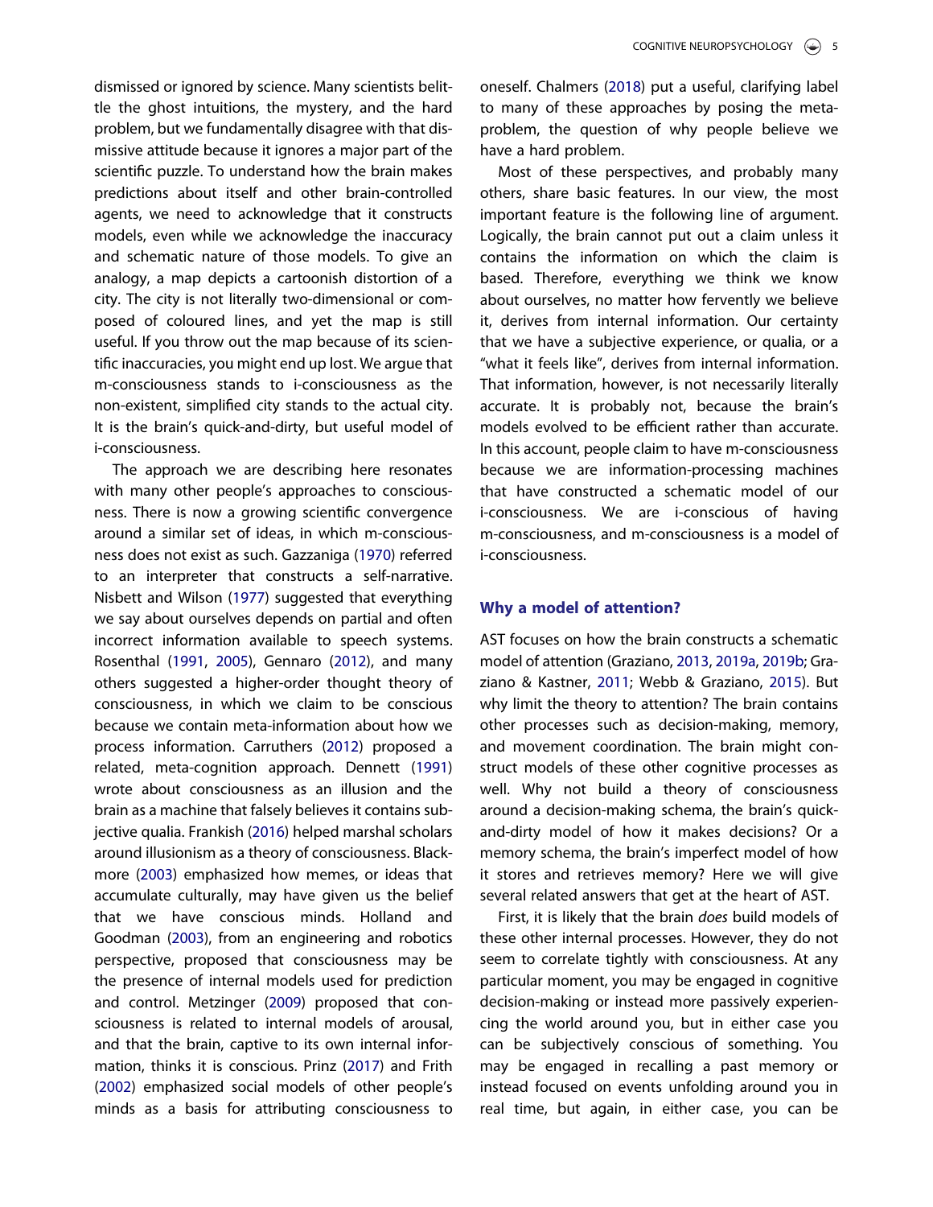dismissed or ignored by science. Many scientists belittle the ghost intuitions, the mystery, and the hard problem, but we fundamentally disagree with that dismissive attitude because it ignores a major part of the scientific puzzle. To understand how the brain makes predictions about itself and other brain-controlled agents, we need to acknowledge that it constructs models, even while we acknowledge the inaccuracy and schematic nature of those models. To give an analogy, a map depicts a cartoonish distortion of a city. The city is not literally two-dimensional or composed of coloured lines, and yet the map is still useful. If you throw out the map because of its scientific inaccuracies, you might end up lost. We argue that m-consciousness stands to i-consciousness as the non-existent, simplified city stands to the actual city. It is the brain's quick-and-dirty, but useful model of i-consciousness.

The approach we are describing here resonates with many other people's approaches to consciousness. There is now a growing scientific convergence around a similar set of ideas, in which m-consciousness does not exist as such. Gazzaniga (1970) referred to an interpreter that constructs a self-narrative. Nisbett and Wilson (1977) suggested that everything we say about ourselves depends on partial and often incorrect information available to speech systems. Rosenthal (1991, 2005), Gennaro (2012), and many others suggested a higher-order thought theory of consciousness, in which we claim to be conscious because we contain meta-information about how we process information. Carruthers (2012) proposed a related, meta-cognition approach. Dennett (1991) wrote about consciousness as an illusion and the brain as a machine that falsely believes it contains subjective qualia. Frankish (2016) helped marshal scholars around illusionism as a theory of consciousness. Blackmore (2003) emphasized how memes, or ideas that accumulate culturally, may have given us the belief that we have conscious minds. Holland and Goodman (2003), from an engineering and robotics perspective, proposed that consciousness may be the presence of internal models used for prediction and control. Metzinger (2009) proposed that consciousness is related to internal models of arousal, and that the brain, captive to its own internal information, thinks it is conscious. Prinz (2017) and Frith (2002) emphasized social models of other people's minds as a basis for attributing consciousness to oneself. Chalmers (2018) put a useful, clarifying label to many of these approaches by posing the meta-problem, the question of why people believe we have a hard problem.

Most of these perspectives, and probably many others, share basic features. In our view, the most important feature is the following line of argument. Logically, the brain cannot put out a claim unless it contains the information on which the claim is based. Therefore, everything we think we know about ourselves, no matter how fervently we believe it, derives from internal information. Our certainty that we have a subjective experience, or qualia, or a "what it feels like", derives from internal information. That information, however, is not necessarily literally accurate. It is probably not, because the brain's models evolved to be efficient rather than accurate. In this account, people claim to have m-consciousness because we are information-processing machines that have constructed a schematic model of our i-consciousness. We are i-conscious of having m-consciousness, and m-consciousness is a model of i-consciousness.

## Why a model of attention?

AST focuses on how the brain constructs a schematic model of attention (Graziano, 2013, 2019a, 2019b; Graziano & Kastner, 2011; Webb & Graziano, 2015). But why limit the theory to attention? The brain contains other processes such as decision-making, memory, and movement coordination. The brain might construct models of these other cognitive processes as well. Why not build a theory of consciousness around a decision-making schema, the brain's quick-and-dirty model of how it makes decisions? Or a memory schema, the brain's imperfect model of how it stores and retrieves memory? Here we will give several related answers that get at the heart of AST.

First, it is likely that the brain *does* build models of these other internal processes. However, they do not seem to correlate tightly with consciousness. At any particular moment, you may be engaged in cognitive decision-making or instead more passively experiencing the world around you, but in either case you can be subjectively conscious of something. You may be engaged in recalling a past memory or instead focused on events unfolding around you in real time, but again, in either case, you can be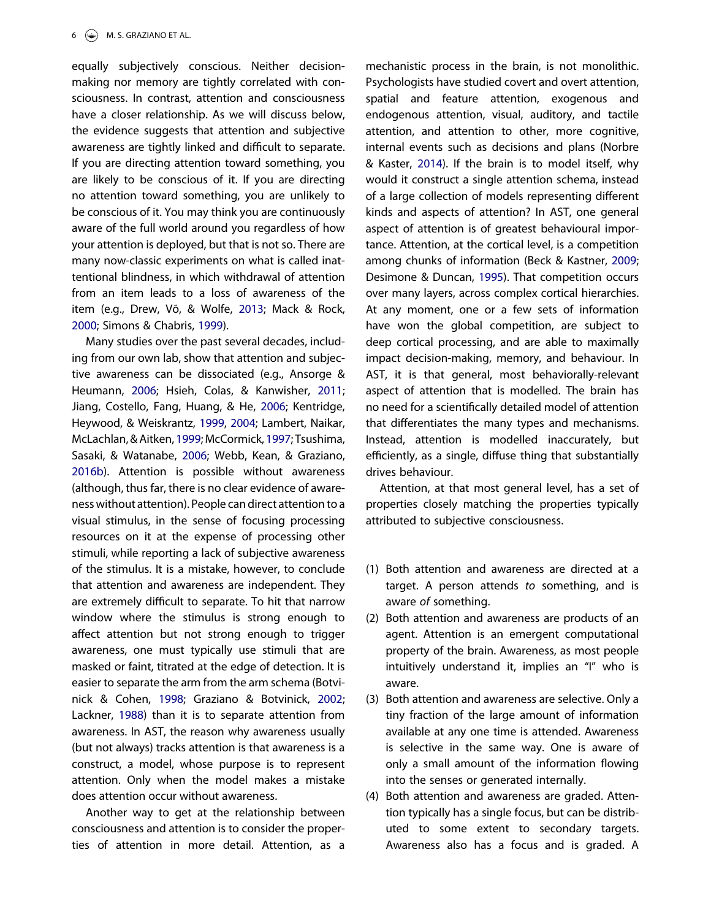equally subjectively conscious. Neither decision-making nor memory are tightly correlated with consciousness. In contrast, attention and consciousness have a closer relationship. As we will discuss below, the evidence suggests that attention and subjective awareness are tightly linked and difficult to separate. If you are directing attention toward something, you are likely to be conscious of it. If you are directing no attention toward something, you are unlikely to be conscious of it. You may think you are continuously aware of the full world around you regardless of how your attention is deployed, but that is not so. There are many now-classic experiments on what is called inattentional blindness, in which withdrawal of attention from an item leads to a loss of awareness of the item (e.g., Drew, Võ, & Wolfe, 2013; Mack & Rock, 2000; Simons & Chabris, 1999).

Many studies over the past several decades, including from our own lab, show that attention and subjective awareness can be dissociated (e.g., Ansorge & Heumann, 2006; Hsieh, Colas, & Kanwisher, 2011; Jiang, Costello, Fang, Huang, & He, 2006; Kentridge, Heywood, & Weiskrantz, 1999, 2004; Lambert, Naikar, McLachlan, & Aitken, 1999; McCormick, 1997; Tsushima, Sasaki, & Watanabe, 2006; Webb, Kean, & Graziano, 2016b). Attention is possible without awareness (although, thus far, there is no clear evidence of awareness without attention). People can direct attention to a visual stimulus, in the sense of focusing processing resources on it at the expense of processing other stimuli, while reporting a lack of subjective awareness of the stimulus. It is a mistake, however, to conclude that attention and awareness are independent. They are extremely difficult to separate. To hit that narrow window where the stimulus is strong enough to affect attention but not strong enough to trigger awareness, one must typically use stimuli that are masked or faint, titrated at the edge of detection. It is easier to separate the arm from the arm schema (Botvinick & Cohen, 1998; Graziano & Botvinick, 2002; Lackner, 1988) than it is to separate attention from awareness. In AST, the reason why awareness usually (but not always) tracks attention is that awareness is a construct, a model, whose purpose is to represent attention. Only when the model makes a mistake does attention occur without awareness.

Another way to get at the relationship between consciousness and attention is to consider the properties of attention in more detail. Attention, as a mechanistic process in the brain, is not monolithic. Psychologists have studied covert and overt attention, spatial and feature attention, exogenous and endogenous attention, visual, auditory, and tactile attention, and attention to other, more cognitive, internal events such as decisions and plans (Norbre & Kaster, 2014). If the brain is to model itself, why would it construct a single attention schema, instead of a large collection of models representing different kinds and aspects of attention? In AST, one general aspect of attention is of greatest behavioural importance. Attention, at the cortical level, is a competition among chunks of information (Beck & Kastner, 2009; Desimone & Duncan, 1995). That competition occurs over many layers, across complex cortical hierarchies. At any moment, one or a few sets of information have won the global competition, are subject to deep cortical processing, and are able to maximally impact decision-making, memory, and behaviour. In AST, it is that general, most behaviorally-relevant aspect of attention that is modelled. The brain has no need for a scientifically detailed model of attention that differentiates the many types and mechanisms. Instead, attention is modelled inaccurately, but efficiently, as a single, diffuse thing that substantially drives behaviour.

Attention, at that most general level, has a set of properties closely matching the properties typically attributed to subjective consciousness.

(1) Both attention and awareness are directed at a target. A person attends *to* something, and is aware *of* something.
(2) Both attention and awareness are products of an agent. Attention is an emergent computational property of the brain. Awareness, as most people intuitively understand it, implies an "I" who is aware.
(3) Both attention and awareness are selective. Only a tiny fraction of the large amount of information available at any one time is attended. Awareness is selective in the same way. One is aware of only a small amount of the information flowing into the senses or generated internally.
(4) Both attention and awareness are graded. Attention typically has a single focus, but can be distributed to some extent to secondary targets. Awareness also has a focus and is graded. A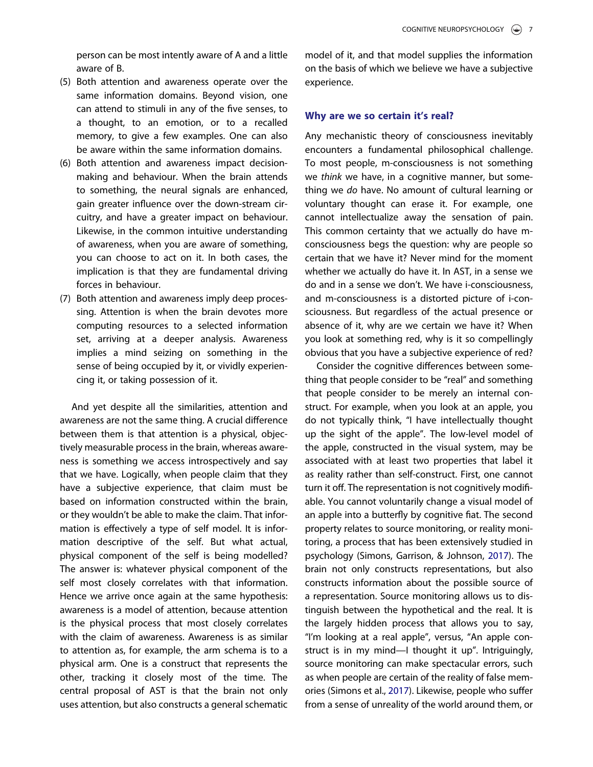person can be most intently aware of A and a little aware of B.

(5) Both attention and awareness operate over the same information domains. Beyond vision, one can attend to stimuli in any of the five senses, to a thought, to an emotion, or to a recalled memory, to give a few examples. One can also be aware within the same information domains.

(6) Both attention and awareness impact decision-making and behaviour. When the brain attends to something, the neural signals are enhanced, gain greater influence over the down-stream circuitry, and have a greater impact on behaviour. Likewise, in the common intuitive understanding of awareness, when you are aware of something, you can choose to act on it. In both cases, the implication is that they are fundamental driving forces in behaviour.

(7) Both attention and awareness imply deep processing. Attention is when the brain devotes more computing resources to a selected information set, arriving at a deeper analysis. Awareness implies a mind seizing on something in the sense of being occupied by it, or vividly experiencing it, or taking possession of it.

And yet despite all the similarities, attention and awareness are not the same thing. A crucial difference between them is that attention is a physical, objectively measurable process in the brain, whereas awareness is something we access introspectively and say that we have. Logically, when people claim that they have a subjective experience, that claim must be based on information constructed within the brain, or they wouldn't be able to make the claim. That information is effectively a type of self model. It is information descriptive of the self. But what actual, physical component of the self is being modelled? The answer is: whatever physical component of the self most closely correlates with that information. Hence we arrive once again at the same hypothesis: awareness is a model of attention, because attention is the physical process that most closely correlates with the claim of awareness. Awareness is as similar to attention as, for example, the arm schema is to a physical arm. One is a construct that represents the other, tracking it closely most of the time. The central proposal of AST is that the brain not only uses attention, but also constructs a general schematic model of it, and that model supplies the information on the basis of which we believe we have a subjective experience.

## Why are we so certain it's real?

Any mechanistic theory of consciousness inevitably encounters a fundamental philosophical challenge. To most people, m-consciousness is not something we *think* we have, in a cognitive manner, but something we *do* have. No amount of cultural learning or voluntary thought can erase it. For example, one cannot intellectualize away the sensation of pain. This common certainty that we actually do have m-consciousness begs the question: why are people so certain that we have it? Never mind for the moment whether we actually do have it. In AST, in a sense we do and in a sense we don't. We have i-consciousness, and m-consciousness is a distorted picture of i-consciousness. But regardless of the actual presence or absence of it, why are we certain we have it? When you look at something red, why is it so compellingly obvious that you have a subjective experience of red?

Consider the cognitive differences between something that people consider to be "real" and something that people consider to be merely an internal construct. For example, when you look at an apple, you do not typically think, "I have intellectually thought up the sight of the apple". The low-level model of the apple, constructed in the visual system, may be associated with at least two properties that label it as reality rather than self-construct. First, one cannot turn it off. The representation is not cognitively modifiable. You cannot voluntarily change a visual model of an apple into a butterfly by cognitive fiat. The second property relates to source monitoring, or reality monitoring, a process that has been extensively studied in psychology (Simons, Garrison, & Johnson, 2017). The brain not only constructs representations, but also constructs information about the possible source of a representation. Source monitoring allows us to distinguish between the hypothetical and the real. It is the largely hidden process that allows you to say, "I'm looking at a real apple", versus, "An apple construct is in my mind—I thought it up". Intriguingly, source monitoring can make spectacular errors, such as when people are certain of the reality of false memories (Simons et al., 2017). Likewise, people who suffer from a sense of unreality of the world around them, or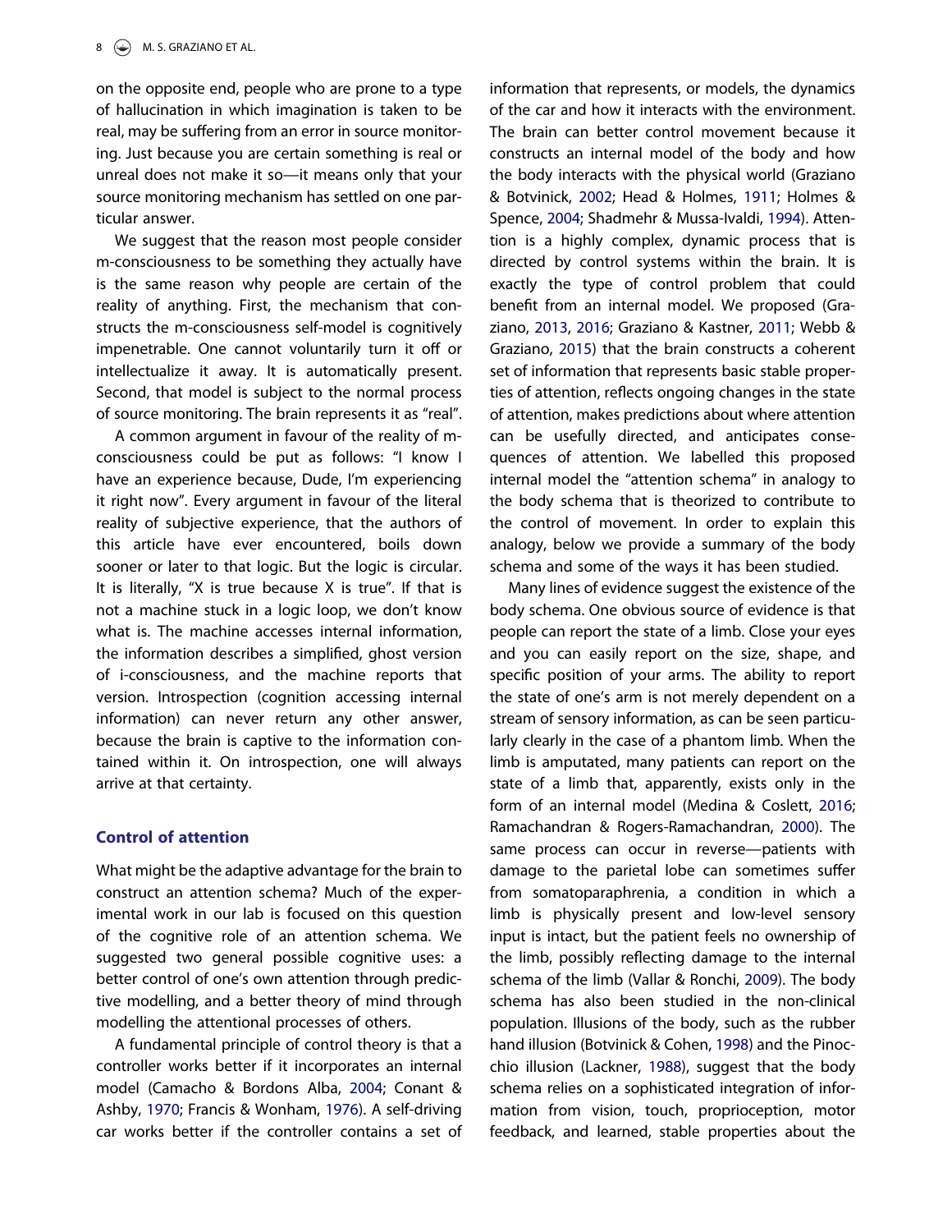on the opposite end, people who are prone to a type of hallucination in which imagination is taken to be real, may be suffering from an error in source monitoring. Just because you are certain something is real or unreal does not make it so—it means only that your source monitoring mechanism has settled on one particular answer.

We suggest that the reason most people consider m-consciousness to be something they actually have is the same reason why people are certain of the reality of anything. First, the mechanism that constructs the m-consciousness self-model is cognitively impenetrable. One cannot voluntarily turn it off or intellectualize it away. It is automatically present. Second, that model is subject to the normal process of source monitoring. The brain represents it as "real".

A common argument in favour of the reality of m-consciousness could be put as follows: "I know I have an experience because, Dude, I'm experiencing it right now". Every argument in favour of the literal reality of subjective experience, that the authors of this article have ever encountered, boils down sooner or later to that logic. But the logic is circular. It is literally, "X is true because X is true". If that is not a machine stuck in a logic loop, we don't know what is. The machine accesses internal information, the information describes a simplified, ghost version of i-consciousness, and the machine reports that version. Introspection (cognition accessing internal information) can never return any other answer, because the brain is captive to the information contained within it. On introspection, one will always arrive at that certainty.

## Control of attention

What might be the adaptive advantage for the brain to construct an attention schema? Much of the experimental work in our lab is focused on this question of the cognitive role of an attention schema. We suggested two general possible cognitive uses: a better control of one's own attention through predictive modelling, and a better theory of mind through modelling the attentional processes of others.

A fundamental principle of control theory is that a controller works better if it incorporates an internal model (Camacho & Bordons Alba, 2004; Conant & Ashby, 1970; Francis & Wonham, 1976). A self-driving car works better if the controller contains a set of information that represents, or models, the dynamics of the car and how it interacts with the environment. The brain can better control movement because it constructs an internal model of the body and how the body interacts with the physical world (Graziano & Botvinick, 2002; Head & Holmes, 1911; Holmes & Spence, 2004; Shadmehr & Mussa-Ivaldi, 1994). Attention is a highly complex, dynamic process that is directed by control systems within the brain. It is exactly the type of control problem that could benefit from an internal model. We proposed (Graziano, 2013, 2016; Graziano & Kastner, 2011; Webb & Graziano, 2015) that the brain constructs a coherent set of information that represents basic stable properties of attention, reflects ongoing changes in the state of attention, makes predictions about where attention can be usefully directed, and anticipates consequences of attention. We labelled this proposed internal model the "attention schema" in analogy to the body schema that is theorized to contribute to the control of movement. In order to explain this analogy, below we provide a summary of the body schema and some of the ways it has been studied.

Many lines of evidence suggest the existence of the body schema. One obvious source of evidence is that people can report the state of a limb. Close your eyes and you can easily report on the size, shape, and specific position of your arms. The ability to report the state of one's arm is not merely dependent on a stream of sensory information, as can be seen particularly clearly in the case of a phantom limb. When the limb is amputated, many patients can report on the state of a limb that, apparently, exists only in the form of an internal model (Medina & Coslett, 2016; Ramachandran & Rogers-Ramachandran, 2000). The same process can occur in reverse—patients with damage to the parietal lobe can sometimes suffer from somatoparaphrenia, a condition in which a limb is physically present and low-level sensory input is intact, but the patient feels no ownership of the limb, possibly reflecting damage to the internal schema of the limb (Vallar & Ronchi, 2009). The body schema has also been studied in the non-clinical population. Illusions of the body, such as the rubber hand illusion (Botvinick & Cohen, 1998) and the Pinocchio illusion (Lackner, 1988), suggest that the body schema relies on a sophisticated integration of information from vision, touch, proprioception, motor feedback, and learned, stable properties about the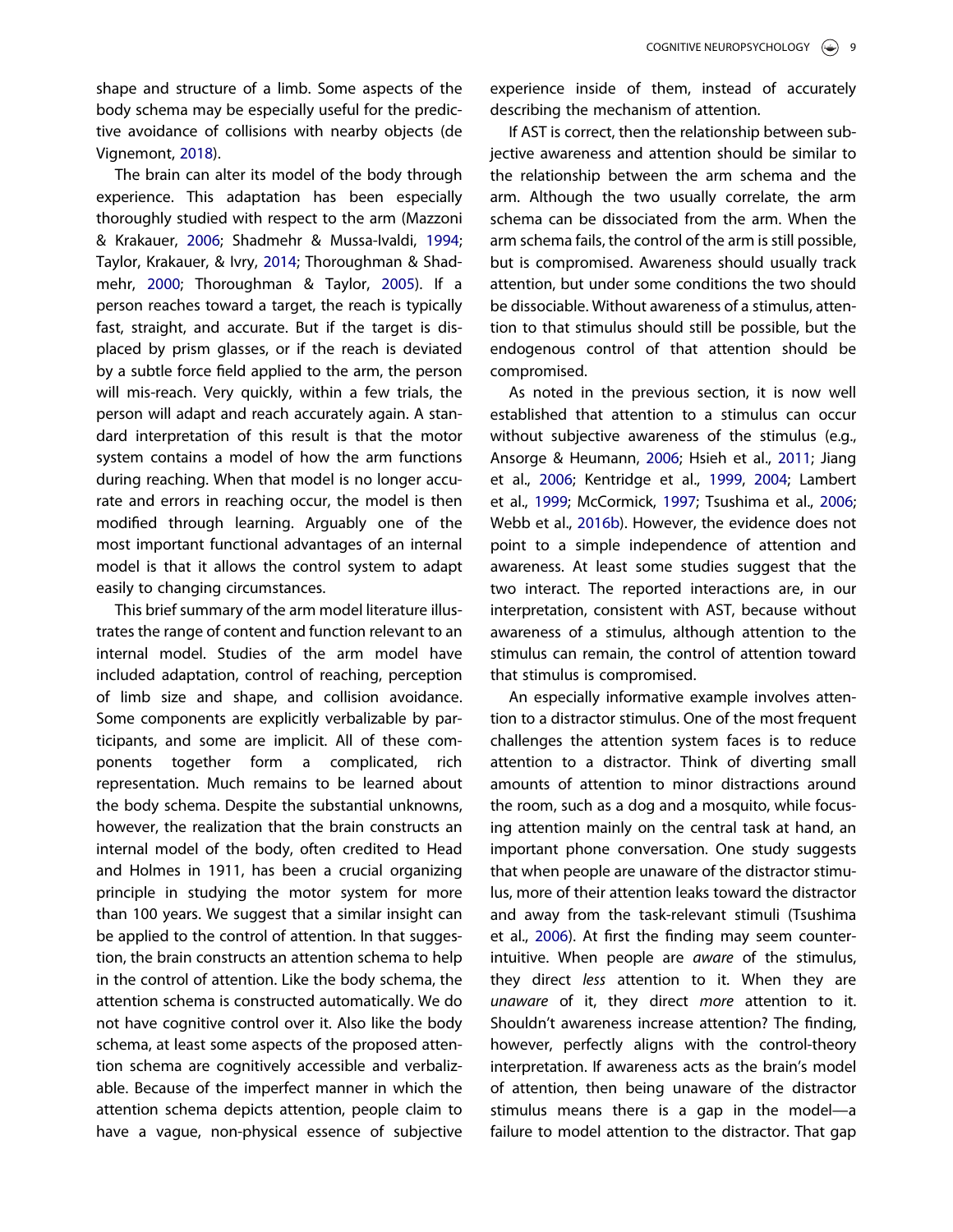shape and structure of a limb. Some aspects of the body schema may be especially useful for the predictive avoidance of collisions with nearby objects (de Vignemont, 2018).

The brain can alter its model of the body through experience. This adaptation has been especially thoroughly studied with respect to the arm (Mazzoni & Krakauer, 2006; Shadmehr & Mussa-Ivaldi, 1994; Taylor, Krakauer, & Ivry, 2014; Thoroughman & Shadmehr, 2000; Thoroughman & Taylor, 2005). If a person reaches toward a target, the reach is typically fast, straight, and accurate. But if the target is displaced by prism glasses, or if the reach is deviated by a subtle force field applied to the arm, the person will mis-reach. Very quickly, within a few trials, the person will adapt and reach accurately again. A standard interpretation of this result is that the motor system contains a model of how the arm functions during reaching. When that model is no longer accurate and errors in reaching occur, the model is then modified through learning. Arguably one of the most important functional advantages of an internal model is that it allows the control system to adapt easily to changing circumstances.

This brief summary of the arm model literature illustrates the range of content and function relevant to an internal model. Studies of the arm model have included adaptation, control of reaching, perception of limb size and shape, and collision avoidance. Some components are explicitly verbalizable by participants, and some are implicit. All of these components together form a complicated, rich representation. Much remains to be learned about the body schema. Despite the substantial unknowns, however, the realization that the brain constructs an internal model of the body, often credited to Head and Holmes in 1911, has been a crucial organizing principle in studying the motor system for more than 100 years. We suggest that a similar insight can be applied to the control of attention. In that suggestion, the brain constructs an attention schema to help in the control of attention. Like the body schema, the attention schema is constructed automatically. We do not have cognitive control over it. Also like the body schema, at least some aspects of the proposed attention schema are cognitively accessible and verbalizable. Because of the imperfect manner in which the attention schema depicts attention, people claim to have a vague, non-physical essence of subjective experience inside of them, instead of accurately describing the mechanism of attention.

If AST is correct, then the relationship between subjective awareness and attention should be similar to the relationship between the arm schema and the arm. Although the two usually correlate, the arm schema can be dissociated from the arm. When the arm schema fails, the control of the arm is still possible, but is compromised. Awareness should usually track attention, but under some conditions the two should be dissociable. Without awareness of a stimulus, attention to that stimulus should still be possible, but the endogenous control of that attention should be compromised.

As noted in the previous section, it is now well established that attention to a stimulus can occur without subjective awareness of the stimulus (e.g., Ansorge & Heumann, 2006; Hsieh et al., 2011; Jiang et al., 2006; Kentridge et al., 1999, 2004; Lambert et al., 1999; McCormick, 1997; Tsushima et al., 2006; Webb et al., 2016b). However, the evidence does not point to a simple independence of attention and awareness. At least some studies suggest that the two interact. The reported interactions are, in our interpretation, consistent with AST, because without awareness of a stimulus, although attention to the stimulus can remain, the control of attention toward that stimulus is compromised.

An especially informative example involves attention to a distractor stimulus. One of the most frequent challenges the attention system faces is to reduce attention to a distractor. Think of diverting small amounts of attention to minor distractions around the room, such as a dog and a mosquito, while focusing attention mainly on the central task at hand, an important phone conversation. One study suggests that when people are unaware of the distractor stimulus, more of their attention leaks toward the distractor and away from the task-relevant stimuli (Tsushima et al., 2006). At first the finding may seem counterintuitive. When people are *aware* of the stimulus, they direct *less* attention to it. When they are *unaware* of it, they direct *more* attention to it. Shouldn't awareness increase attention? The finding, however, perfectly aligns with the control-theory interpretation. If awareness acts as the brain's model of attention, then being unaware of the distractor stimulus means there is a gap in the model—a failure to model attention to the distractor. That gap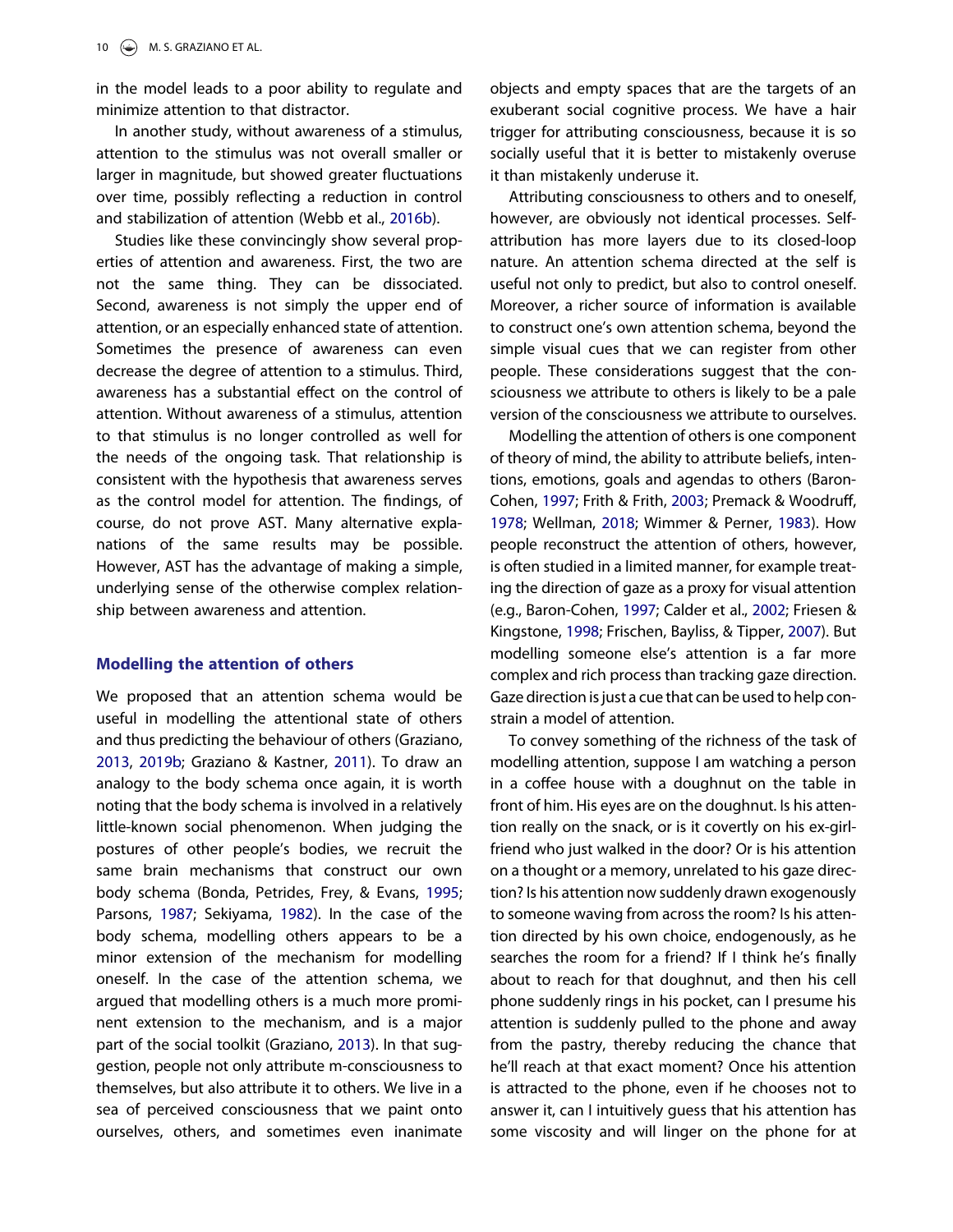in the model leads to a poor ability to regulate and minimize attention to that distractor.

In another study, without awareness of a stimulus, attention to the stimulus was not overall smaller or larger in magnitude, but showed greater fluctuations over time, possibly reflecting a reduction in control and stabilization of attention (Webb et al., 2016b).

Studies like these convincingly show several properties of attention and awareness. First, the two are not the same thing. They can be dissociated. Second, awareness is not simply the upper end of attention, or an especially enhanced state of attention. Sometimes the presence of awareness can even decrease the degree of attention to a stimulus. Third, awareness has a substantial effect on the control of attention. Without awareness of a stimulus, attention to that stimulus is no longer controlled as well for the needs of the ongoing task. That relationship is consistent with the hypothesis that awareness serves as the control model for attention. The findings, of course, do not prove AST. Many alternative explanations of the same results may be possible. However, AST has the advantage of making a simple, underlying sense of the otherwise complex relationship between awareness and attention.

## Modelling the attention of others

We proposed that an attention schema would be useful in modelling the attentional state of others and thus predicting the behaviour of others (Graziano, 2013, 2019b; Graziano & Kastner, 2011). To draw an analogy to the body schema once again, it is worth noting that the body schema is involved in a relatively little-known social phenomenon. When judging the postures of other people's bodies, we recruit the same brain mechanisms that construct our own body schema (Bonda, Petrides, Frey, & Evans, 1995; Parsons, 1987; Sekiyama, 1982). In the case of the body schema, modelling others appears to be a minor extension of the mechanism for modelling oneself. In the case of the attention schema, we argued that modelling others is a much more prominent extension to the mechanism, and is a major part of the social toolkit (Graziano, 2013). In that suggestion, people not only attribute m-consciousness to themselves, but also attribute it to others. We live in a sea of perceived consciousness that we paint onto ourselves, others, and sometimes even inanimate objects and empty spaces that are the targets of an exuberant social cognitive process. We have a hair trigger for attributing consciousness, because it is so socially useful that it is better to mistakenly overuse it than mistakenly underuse it.

Attributing consciousness to others and to oneself, however, are obviously not identical processes. Self-attribution has more layers due to its closed-loop nature. An attention schema directed at the self is useful not only to predict, but also to control oneself. Moreover, a richer source of information is available to construct one's own attention schema, beyond the simple visual cues that we can register from other people. These considerations suggest that the consciousness we attribute to others is likely to be a pale version of the consciousness we attribute to ourselves.

Modelling the attention of others is one component of theory of mind, the ability to attribute beliefs, intentions, emotions, goals and agendas to others (Baron-Cohen, 1997; Frith & Frith, 2003; Premack & Woodruff, 1978; Wellman, 2018; Wimmer & Perner, 1983). How people reconstruct the attention of others, however, is often studied in a limited manner, for example treating the direction of gaze as a proxy for visual attention (e.g., Baron-Cohen, 1997; Calder et al., 2002; Friesen & Kingstone, 1998; Frischen, Bayliss, & Tipper, 2007). But modelling someone else's attention is a far more complex and rich process than tracking gaze direction. Gaze direction is just a cue that can be used to help constrain a model of attention.

To convey something of the richness of the task of modelling attention, suppose I am watching a person in a coffee house with a doughnut on the table in front of him. His eyes are on the doughnut. Is his attention really on the snack, or is it covertly on his ex-girlfriend who just walked in the door? Or is his attention on a thought or a memory, unrelated to his gaze direction? Is his attention now suddenly drawn exogenously to someone waving from across the room? Is his attention directed by his own choice, endogenously, as he searches the room for a friend? If I think he's finally about to reach for that doughnut, and then his cell phone suddenly rings in his pocket, can I presume his attention is suddenly pulled to the phone and away from the pastry, thereby reducing the chance that he'll reach at that exact moment? Once his attention is attracted to the phone, even if he chooses not to answer it, can I intuitively guess that his attention has some viscosity and will linger on the phone for at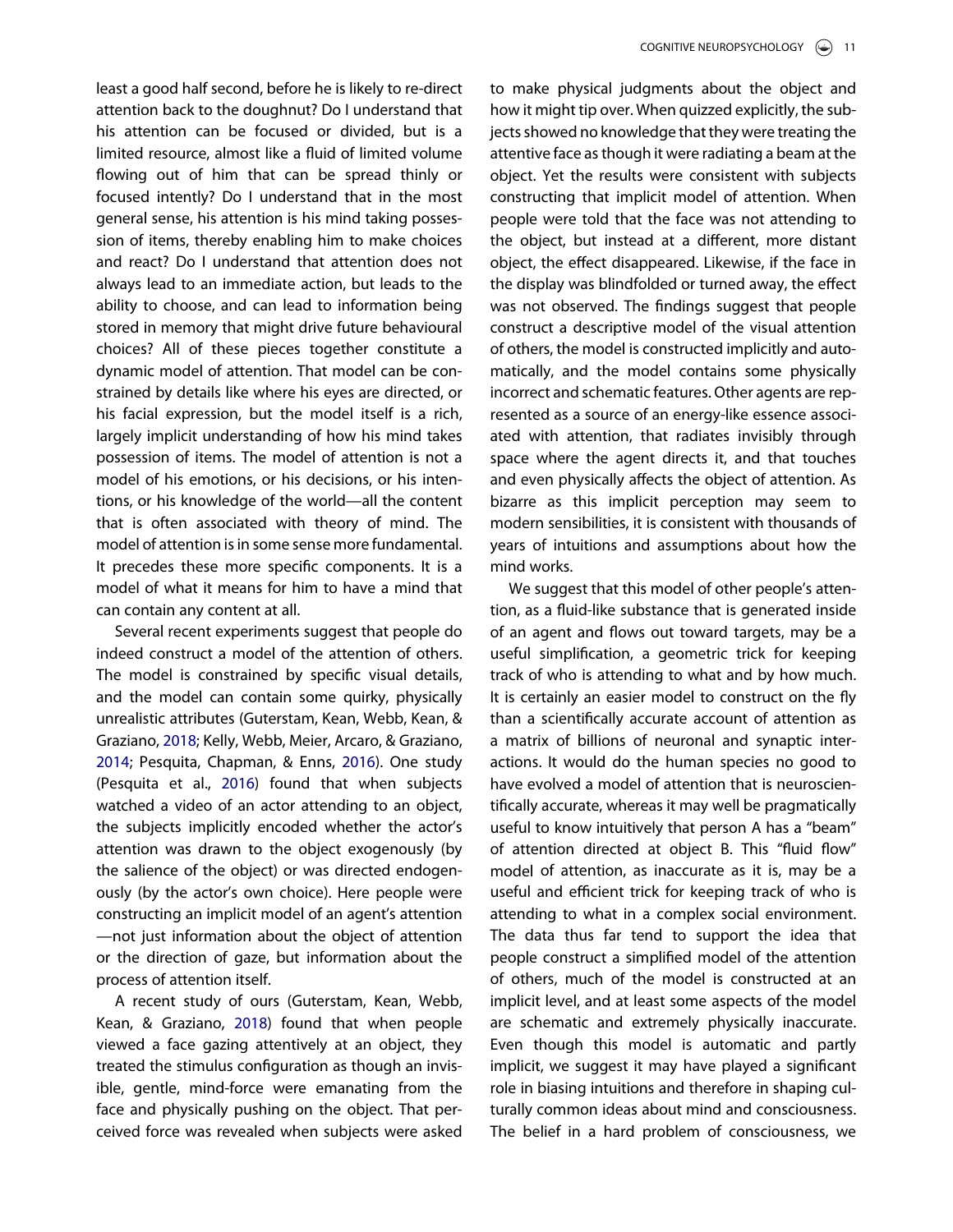least a good half second, before he is likely to re-direct attention back to the doughnut? Do I understand that his attention can be focused or divided, but is a limited resource, almost like a fluid of limited volume flowing out of him that can be spread thinly or focused intently? Do I understand that in the most general sense, his attention is his mind taking possession of items, thereby enabling him to make choices and react? Do I understand that attention does not always lead to an immediate action, but leads to the ability to choose, and can lead to information being stored in memory that might drive future behavioural choices? All of these pieces together constitute a dynamic model of attention. That model can be constrained by details like where his eyes are directed, or his facial expression, but the model itself is a rich, largely implicit understanding of how his mind takes possession of items. The model of attention is not a model of his emotions, or his decisions, or his intentions, or his knowledge of the world—all the content that is often associated with theory of mind. The model of attention is in some sense more fundamental. It precedes these more specific components. It is a model of what it means for him to have a mind that can contain any content at all.

Several recent experiments suggest that people do indeed construct a model of the attention of others. The model is constrained by specific visual details, and the model can contain some quirky, physically unrealistic attributes (Guterstam, Kean, Webb, Kean, & Graziano, 2018; Kelly, Webb, Meier, Arcaro, & Graziano, 2014; Pesquita, Chapman, & Enns, 2016). One study (Pesquita et al., 2016) found that when subjects watched a video of an actor attending to an object, the subjects implicitly encoded whether the actor's attention was drawn to the object exogenously (by the salience of the object) or was directed endogenously (by the actor's own choice). Here people were constructing an implicit model of an agent's attention—not just information about the object of attention or the direction of gaze, but information about the process of attention itself.

A recent study of ours (Guterstam, Kean, Webb, Kean, & Graziano, 2018) found that when people viewed a face gazing attentively at an object, they treated the stimulus configuration as though an invisible, gentle, mind-force were emanating from the face and physically pushing on the object. That perceived force was revealed when subjects were asked to make physical judgments about the object and how it might tip over. When quizzed explicitly, the subjects showed no knowledge that they were treating the attentive face as though it were radiating a beam at the object. Yet the results were consistent with subjects constructing that implicit model of attention. When people were told that the face was not attending to the object, but instead at a different, more distant object, the effect disappeared. Likewise, if the face in the display was blindfolded or turned away, the effect was not observed. The findings suggest that people construct a descriptive model of the visual attention of others, the model is constructed implicitly and automatically, and the model contains some physically incorrect and schematic features. Other agents are represented as a source of an energy-like essence associated with attention, that radiates invisibly through space where the agent directs it, and that touches and even physically affects the object of attention. As bizarre as this implicit perception may seem to modern sensibilities, it is consistent with thousands of years of intuitions and assumptions about how the mind works.

We suggest that this model of other people's attention, as a fluid-like substance that is generated inside of an agent and flows out toward targets, may be a useful simplification, a geometric trick for keeping track of who is attending to what and by how much. It is certainly an easier model to construct on the fly than a scientifically accurate account of attention as a matrix of billions of neuronal and synaptic interactions. It would do the human species no good to have evolved a model of attention that is neuroscientifically accurate, whereas it may well be pragmatically useful to know intuitively that person A has a "beam" of attention directed at object B. This "fluid flow" model of attention, as inaccurate as it is, may be a useful and efficient trick for keeping track of who is attending to what in a complex social environment. The data thus far tend to support the idea that people construct a simplified model of the attention of others, much of the model is constructed at an implicit level, and at least some aspects of the model are schematic and extremely physically inaccurate. Even though this model is automatic and partly implicit, we suggest it may have played a significant role in biasing intuitions and therefore in shaping culturally common ideas about mind and consciousness. The belief in a hard problem of consciousness, we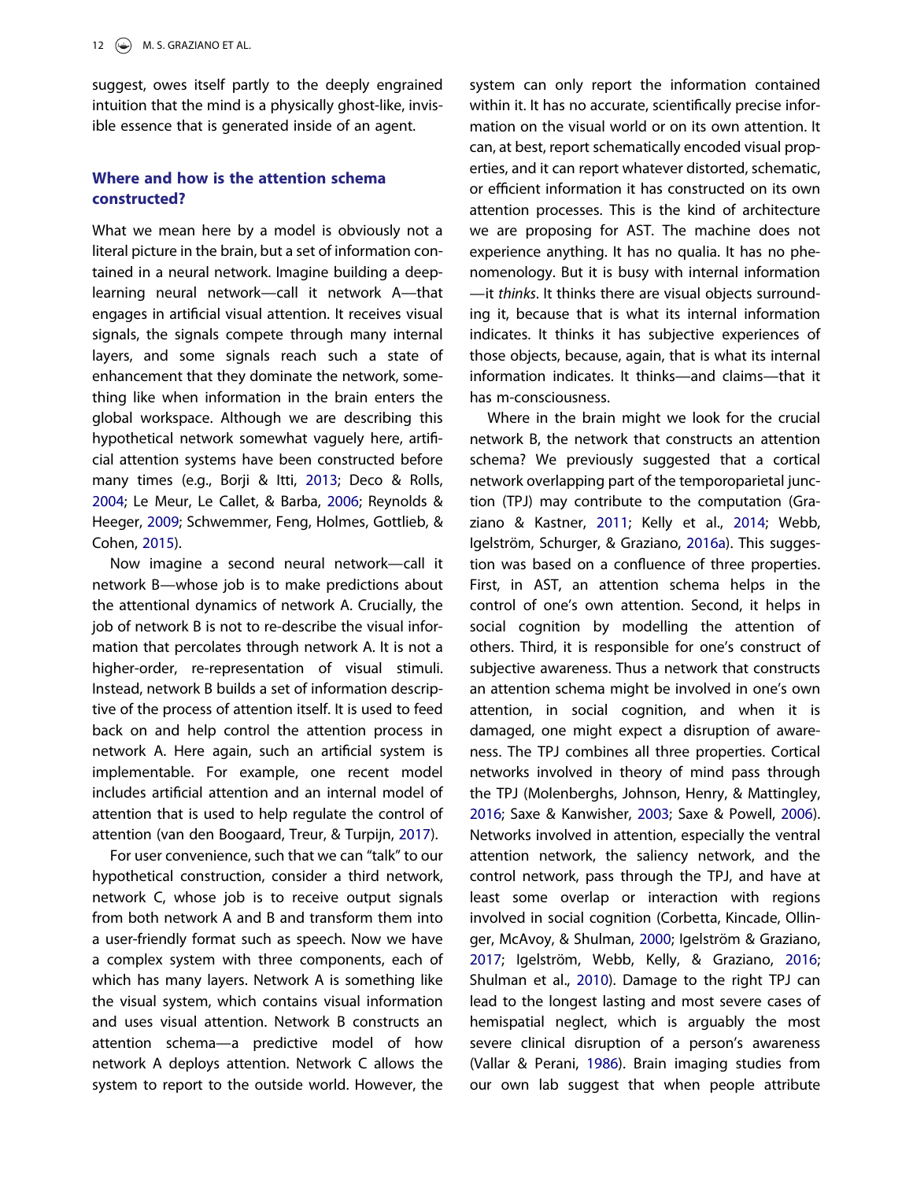suggest, owes itself partly to the deeply engrained intuition that the mind is a physically ghost-like, invisible essence that is generated inside of an agent.

## Where and how is the attention schema constructed?

What we mean here by a model is obviously not a literal picture in the brain, but a set of information contained in a neural network. Imagine building a deep-learning neural network—call it network A—that engages in artificial visual attention. It receives visual signals, the signals compete through many internal layers, and some signals reach such a state of enhancement that they dominate the network, something like when information in the brain enters the global workspace. Although we are describing this hypothetical network somewhat vaguely here, artificial attention systems have been constructed before many times (e.g., Borji & Itti, 2013; Deco & Rolls, 2004; Le Meur, Le Callet, & Barba, 2006; Reynolds & Heeger, 2009; Schwemmer, Feng, Holmes, Gottlieb, & Cohen, 2015).

Now imagine a second neural network—call it network B—whose job is to make predictions about the attentional dynamics of network A. Crucially, the job of network B is not to re-describe the visual information that percolates through network A. It is not a higher-order, re-representation of visual stimuli. Instead, network B builds a set of information descriptive of the process of attention itself. It is used to feed back on and help control the attention process in network A. Here again, such an artificial system is implementable. For example, one recent model includes artificial attention and an internal model of attention that is used to help regulate the control of attention (van den Boogaard, Treur, & Turpijn, 2017).

For user convenience, such that we can "talk" to our hypothetical construction, consider a third network, network C, whose job is to receive output signals from both network A and B and transform them into a user-friendly format such as speech. Now we have a complex system with three components, each of which has many layers. Network A is something like the visual system, which contains visual information and uses visual attention. Network B constructs an attention schema—a predictive model of how network A deploys attention. Network C allows the system to report to the outside world. However, the system can only report the information contained within it. It has no accurate, scientifically precise information on the visual world or on its own attention. It can, at best, report schematically encoded visual properties, and it can report whatever distorted, schematic, or efficient information it has constructed on its own attention processes. This is the kind of architecture we are proposing for AST. The machine does not experience anything. It has no qualia. It has no phenomenology. But it is busy with internal information—it *thinks*. It thinks there are visual objects surrounding it, because that is what its internal information indicates. It thinks it has subjective experiences of those objects, because, again, that is what its internal information indicates. It thinks—and claims—that it has m-consciousness.

Where in the brain might we look for the crucial network B, the network that constructs an attention schema? We previously suggested that a cortical network overlapping part of the temporoparietal junction (TPJ) may contribute to the computation (Graziano & Kastner, 2011; Kelly et al., 2014; Webb, Igelström, Schurger, & Graziano, 2016a). This suggestion was based on a confluence of three properties. First, in AST, an attention schema helps in the control of one's own attention. Second, it helps in social cognition by modelling the attention of others. Third, it is responsible for one's construct of subjective awareness. Thus a network that constructs an attention schema might be involved in one's own attention, in social cognition, and when it is damaged, one might expect a disruption of awareness. The TPJ combines all three properties. Cortical networks involved in theory of mind pass through the TPJ (Molenberghs, Johnson, Henry, & Mattingley, 2016; Saxe & Kanwisher, 2003; Saxe & Powell, 2006). Networks involved in attention, especially the ventral attention network, the saliency network, and the control network, pass through the TPJ, and have at least some overlap or interaction with regions involved in social cognition (Corbetta, Kincade, Ollinger, McAvoy, & Shulman, 2000; Igelström & Graziano, 2017; Igelström, Webb, Kelly, & Graziano, 2016; Shulman et al., 2010). Damage to the right TPJ can lead to the longest lasting and most severe cases of hemispatial neglect, which is arguably the most severe clinical disruption of a person's awareness (Vallar & Perani, 1986). Brain imaging studies from our own lab suggest that when people attribute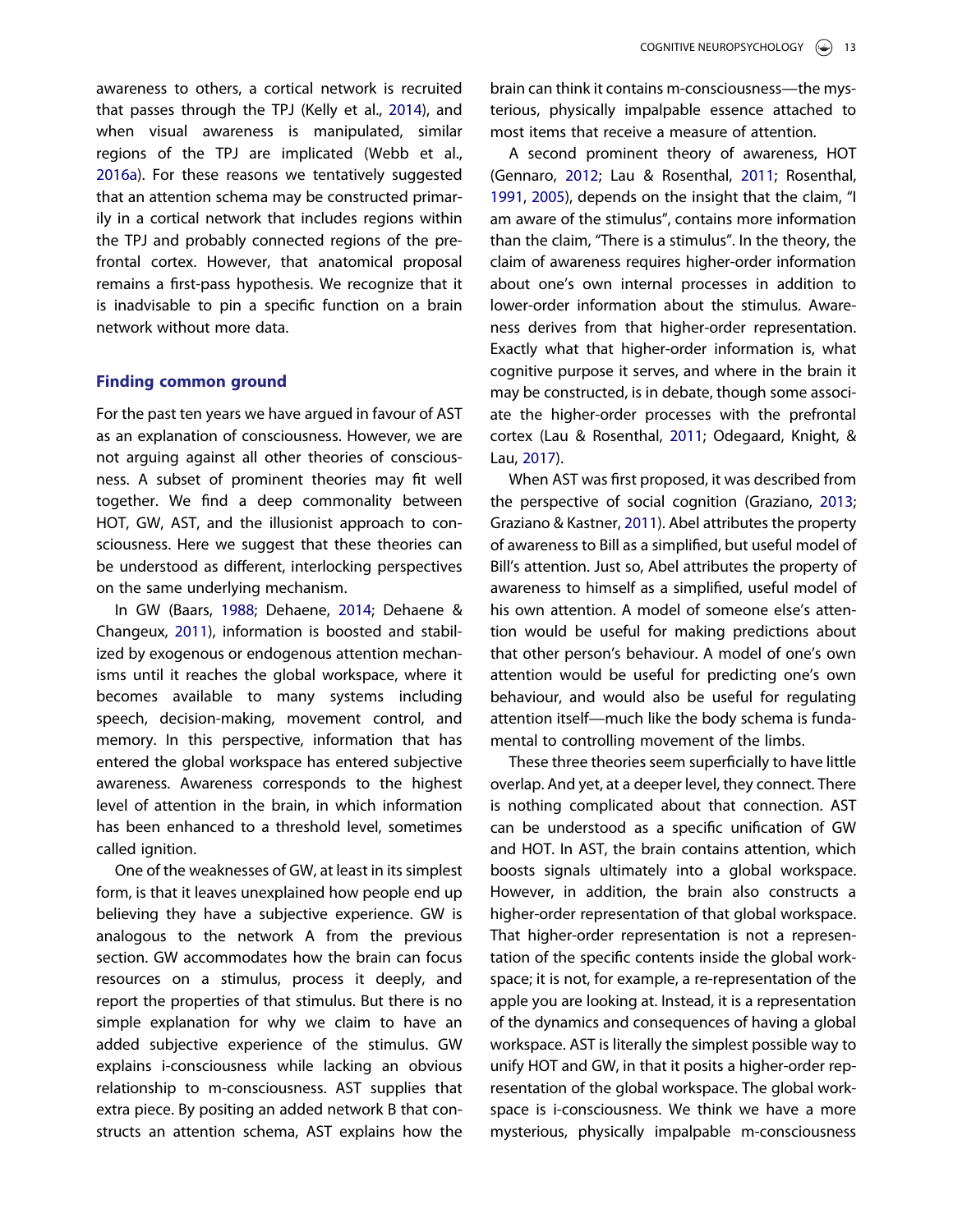awareness to others, a cortical network is recruited that passes through the TPJ (Kelly et al., 2014), and when visual awareness is manipulated, similar regions of the TPJ are implicated (Webb et al., 2016a). For these reasons we tentatively suggested that an attention schema may be constructed primarily in a cortical network that includes regions within the TPJ and probably connected regions of the prefrontal cortex. However, that anatomical proposal remains a first-pass hypothesis. We recognize that it is inadvisable to pin a specific function on a brain network without more data.

### Finding common ground

For the past ten years we have argued in favour of AST as an explanation of consciousness. However, we are not arguing against all other theories of consciousness. A subset of prominent theories may fit well together. We find a deep commonality between HOT, GW, AST, and the illusionist approach to consciousness. Here we suggest that these theories can be understood as different, interlocking perspectives on the same underlying mechanism.

In GW (Baars, 1988; Dehaene, 2014; Dehaene & Changeux, 2011), information is boosted and stabilized by exogenous or endogenous attention mechanisms until it reaches the global workspace, where it becomes available to many systems including speech, decision-making, movement control, and memory. In this perspective, information that has entered the global workspace has entered subjective awareness. Awareness corresponds to the highest level of attention in the brain, in which information has been enhanced to a threshold level, sometimes called ignition.

One of the weaknesses of GW, at least in its simplest form, is that it leaves unexplained how people end up believing they have a subjective experience. GW is analogous to the network A from the previous section. GW accommodates how the brain can focus resources on a stimulus, process it deeply, and report the properties of that stimulus. But there is no simple explanation for why we claim to have an added subjective experience of the stimulus. GW explains i-consciousness while lacking an obvious relationship to m-consciousness. AST supplies that extra piece. By positing an added network B that constructs an attention schema, AST explains how the brain can think it contains m-consciousness—the mysterious, physically impalpable essence attached to most items that receive a measure of attention.

A second prominent theory of awareness, HOT (Gennaro, 2012; Lau & Rosenthal, 2011; Rosenthal, 1991, 2005), depends on the insight that the claim, "I am aware of the stimulus", contains more information than the claim, "There is a stimulus". In the theory, the claim of awareness requires higher-order information about one's own internal processes in addition to lower-order information about the stimulus. Awareness derives from that higher-order representation. Exactly what that higher-order information is, what cognitive purpose it serves, and where in the brain it may be constructed, is in debate, though some associate the higher-order processes with the prefrontal cortex (Lau & Rosenthal, 2011; Odegaard, Knight, & Lau, 2017).

When AST was first proposed, it was described from the perspective of social cognition (Graziano, 2013; Graziano & Kastner, 2011). Abel attributes the property of awareness to Bill as a simplified, but useful model of Bill's attention. Just so, Abel attributes the property of awareness to himself as a simplified, useful model of his own attention. A model of someone else's attention would be useful for making predictions about that other person's behaviour. A model of one's own attention would be useful for predicting one's own behaviour, and would also be useful for regulating attention itself—much like the body schema is fundamental to controlling movement of the limbs.

These three theories seem superficially to have little overlap. And yet, at a deeper level, they connect. There is nothing complicated about that connection. AST can be understood as a specific unification of GW and HOT. In AST, the brain contains attention, which boosts signals ultimately into a global workspace. However, in addition, the brain also constructs a higher-order representation of that global workspace. That higher-order representation is not a representation of the specific contents inside the global workspace; it is not, for example, a re-representation of the apple you are looking at. Instead, it is a representation of the dynamics and consequences of having a global workspace. AST is literally the simplest possible way to unify HOT and GW, in that it posits a higher-order representation of the global workspace. The global workspace is i-consciousness. We think we have a more mysterious, physically impalpable m-consciousness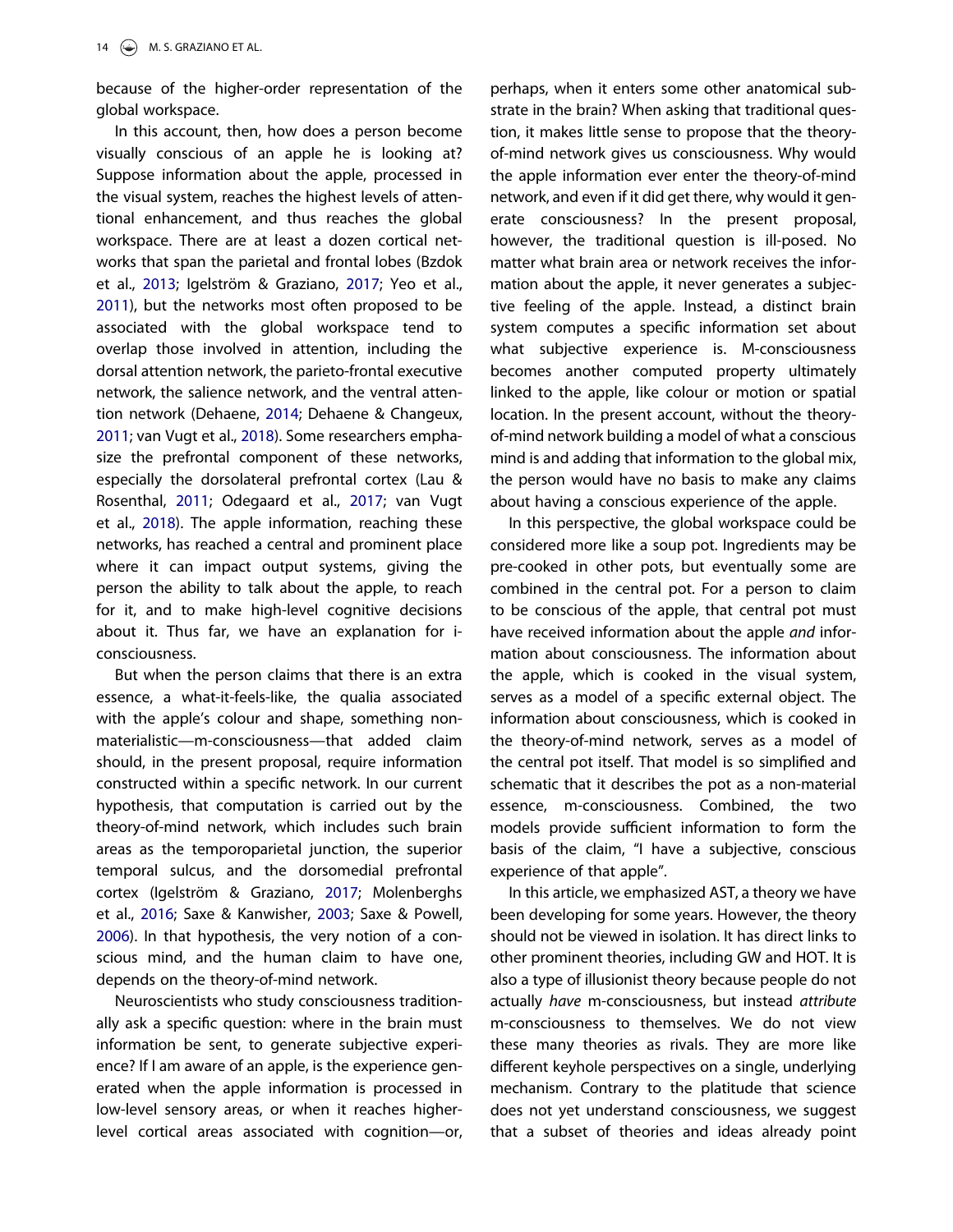because of the higher-order representation of the global workspace.

In this account, then, how does a person become visually conscious of an apple he is looking at? Suppose information about the apple, processed in the visual system, reaches the highest levels of attentional enhancement, and thus reaches the global workspace. There are at least a dozen cortical networks that span the parietal and frontal lobes (Bzdok et al., 2013; Igelström & Graziano, 2017; Yeo et al., 2011), but the networks most often proposed to be associated with the global workspace tend to overlap those involved in attention, including the dorsal attention network, the parieto-frontal executive network, the salience network, and the ventral attention network (Dehaene, 2014; Dehaene & Changeux, 2011; van Vugt et al., 2018). Some researchers emphasize the prefrontal component of these networks, especially the dorsolateral prefrontal cortex (Lau & Rosenthal, 2011; Odegaard et al., 2017; van Vugt et al., 2018). The apple information, reaching these networks, has reached a central and prominent place where it can impact output systems, giving the person the ability to talk about the apple, to reach for it, and to make high-level cognitive decisions about it. Thus far, we have an explanation for i-consciousness.

But when the person claims that there is an extra essence, a what-it-feels-like, the qualia associated with the apple's colour and shape, something non-materialistic—m-consciousness—that added claim should, in the present proposal, require information constructed within a specific network. In our current hypothesis, that computation is carried out by the theory-of-mind network, which includes such brain areas as the temporoparietal junction, the superior temporal sulcus, and the dorsomedial prefrontal cortex (Igelström & Graziano, 2017; Molenberghs et al., 2016; Saxe & Kanwisher, 2003; Saxe & Powell, 2006). In that hypothesis, the very notion of a conscious mind, and the human claim to have one, depends on the theory-of-mind network.

Neuroscientists who study consciousness traditionally ask a specific question: where in the brain must information be sent, to generate subjective experience? If I am aware of an apple, is the experience generated when the apple information is processed in low-level sensory areas, or when it reaches higher-level cortical areas associated with cognition—or, perhaps, when it enters some other anatomical substrate in the brain? When asking that traditional question, it makes little sense to propose that the theory-of-mind network gives us consciousness. Why would the apple information ever enter the theory-of-mind network, and even if it did get there, why would it generate consciousness? In the present proposal, however, the traditional question is ill-posed. No matter what brain area or network receives the information about the apple, it never generates a subjective feeling of the apple. Instead, a distinct brain system computes a specific information set about what subjective experience is. M-consciousness becomes another computed property ultimately linked to the apple, like colour or motion or spatial location. In the present account, without the theory-of-mind network building a model of what a conscious mind is and adding that information to the global mix, the person would have no basis to make any claims about having a conscious experience of the apple.

In this perspective, the global workspace could be considered more like a soup pot. Ingredients may be pre-cooked in other pots, but eventually some are combined in the central pot. For a person to claim to be conscious of the apple, that central pot must have received information about the apple *and* information about consciousness. The information about the apple, which is cooked in the visual system, serves as a model of a specific external object. The information about consciousness, which is cooked in the theory-of-mind network, serves as a model of the central pot itself. That model is so simplified and schematic that it describes the pot as a non-material essence, m-consciousness. Combined, the two models provide sufficient information to form the basis of the claim, "I have a subjective, conscious experience of that apple".

In this article, we emphasized AST, a theory we have been developing for some years. However, the theory should not be viewed in isolation. It has direct links to other prominent theories, including GW and HOT. It is also a type of illusionist theory because people do not actually *have* m-consciousness, but instead *attribute* m-consciousness to themselves. We do not view these many theories as rivals. They are more like different keyhole perspectives on a single, underlying mechanism. Contrary to the platitude that science does not yet understand consciousness, we suggest that a subset of theories and ideas already point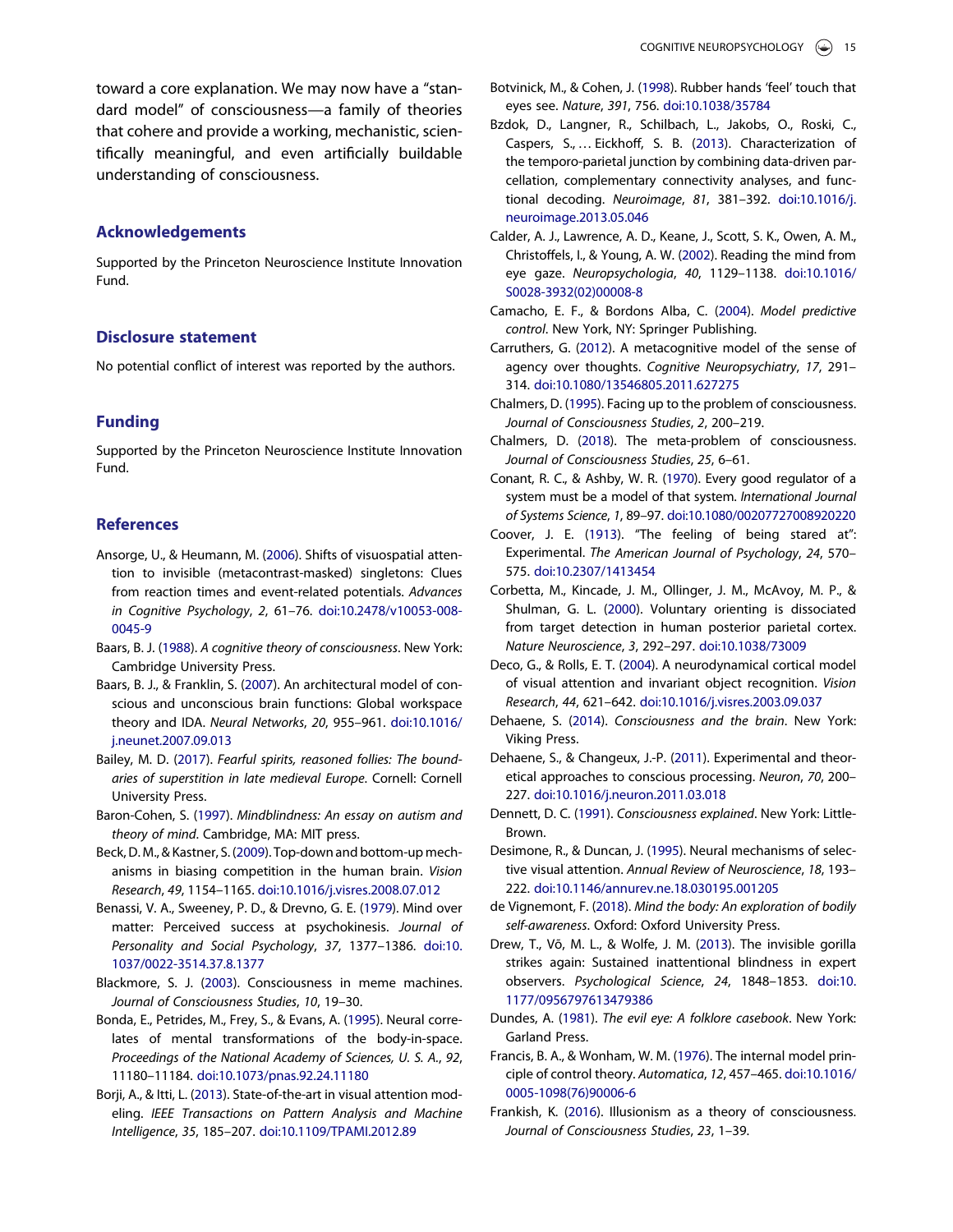toward a core explanation. We may now have a "standard model" of consciousness—a family of theories that cohere and provide a working, mechanistic, scientifically meaningful, and even artificially buildable understanding of consciousness.

## Acknowledgements

Supported by the Princeton Neuroscience Institute Innovation Fund.

## Disclosure statement

No potential conflict of interest was reported by the authors.

## Funding

Supported by the Princeton Neuroscience Institute Innovation Fund.

## References

Ansorge, U., & Heumann, M. (2006). Shifts of visuospatial attention to invisible (metacontrast-masked) singletons: Clues from reaction times and event-related potentials. *Advances in Cognitive Psychology*, *2*, 61–76. doi:10.2478/v10053-008-0045-9

Baars, B. J. (1988). *A cognitive theory of consciousness*. New York: Cambridge University Press.

Baars, B. J., & Franklin, S. (2007). An architectural model of conscious and unconscious brain functions: Global workspace theory and IDA. *Neural Networks*, *20*, 955–961. doi:10.1016/j.neunet.2007.09.013

Bailey, M. D. (2017). *Fearful spirits, reasoned follies: The boundaries of superstition in late medieval Europe*. Cornell: Cornell University Press.

Baron-Cohen, S. (1997). *Mindblindness: An essay on autism and theory of mind*. Cambridge, MA: MIT press.

Beck, D. M., & Kastner, S. (2009). Top-down and bottom-up mechanisms in biasing competition in the human brain. *Vision Research*, *49*, 1154–1165. doi:10.1016/j.visres.2008.07.012

Benassi, V. A., Sweeney, P. D., & Drevno, G. E. (1979). Mind over matter: Perceived success at psychokinesis. *Journal of Personality and Social Psychology*, *37*, 1377–1386. doi:10.1037/0022-3514.37.8.1377

Blackmore, S. J. (2003). Consciousness in meme machines. *Journal of Consciousness Studies*, *10*, 19–30.

Bonda, E., Petrides, M., Frey, S., & Evans, A. (1995). Neural correlates of mental transformations of the body-in-space. *Proceedings of the National Academy of Sciences, U. S. A.*, *92*, 11180–11184. doi:10.1073/pnas.92.24.11180

Borji, A., & Itti, L. (2013). State-of-the-art in visual attention modeling. *IEEE Transactions on Pattern Analysis and Machine Intelligence*, *35*, 185–207. doi:10.1109/TPAMI.2012.89

Botvinick, M., & Cohen, J. (1998). Rubber hands 'feel' touch that eyes see. *Nature*, *391*, 756. doi:10.1038/35784

Bzdok, D., Langner, R., Schilbach, L., Jakobs, O., Roski, C., Caspers, S., … Eickhoff, S. B. (2013). Characterization of the temporo-parietal junction by combining data-driven parcellation, complementary connectivity analyses, and functional decoding. *Neuroimage*, *81*, 381–392. doi:10.1016/j.neuroimage.2013.05.046

Calder, A. J., Lawrence, A. D., Keane, J., Scott, S. K., Owen, A. M., Christoffels, I., & Young, A. W. (2002). Reading the mind from eye gaze. *Neuropsychologia*, *40*, 1129–1138. doi:10.1016/S0028-3932(02)00008-8

Camacho, E. F., & Bordons Alba, C. (2004). *Model predictive control*. New York, NY: Springer Publishing.

Carruthers, G. (2012). A metacognitive model of the sense of agency over thoughts. *Cognitive Neuropsychiatry*, *17*, 291–314. doi:10.1080/13546805.2011.627275

Chalmers, D. (1995). Facing up to the problem of consciousness. *Journal of Consciousness Studies*, *2*, 200–219.

Chalmers, D. (2018). The meta-problem of consciousness. *Journal of Consciousness Studies*, *25*, 6–61.

Conant, R. C., & Ashby, W. R. (1970). Every good regulator of a system must be a model of that system. *International Journal of Systems Science*, *1*, 89–97. doi:10.1080/00207727008920220

Coover, J. E. (1913). "The feeling of being stared at": Experimental. *The American Journal of Psychology*, *24*, 570–575. doi:10.2307/1413454

Corbetta, M., Kincade, J. M., Ollinger, J. M., McAvoy, M. P., & Shulman, G. L. (2000). Voluntary orienting is dissociated from target detection in human posterior parietal cortex. *Nature Neuroscience*, *3*, 292–297. doi:10.1038/73009

Deco, G., & Rolls, E. T. (2004). A neurodynamical cortical model of visual attention and invariant object recognition. *Vision Research*, *44*, 621–642. doi:10.1016/j.visres.2003.09.037

Dehaene, S. (2014). *Consciousness and the brain*. New York: Viking Press.

Dehaene, S., & Changeux, J.-P. (2011). Experimental and theoretical approaches to conscious processing. *Neuron*, *70*, 200–227. doi:10.1016/j.neuron.2011.03.018

Dennett, D. C. (1991). *Consciousness explained*. New York: Little-Brown.

Desimone, R., & Duncan, J. (1995). Neural mechanisms of selective visual attention. *Annual Review of Neuroscience*, *18*, 193–222. doi:10.1146/annurev.ne.18.030195.001205

de Vignemont, F. (2018). *Mind the body: An exploration of bodily self-awareness*. Oxford: Oxford University Press.

Drew, T., Võ, M. L., & Wolfe, J. M. (2013). The invisible gorilla strikes again: Sustained inattentional blindness in expert observers. *Psychological Science*, *24*, 1848–1853. doi:10.1177/0956797613479386

Dundes, A. (1981). *The evil eye: A folklore casebook*. New York: Garland Press.

Francis, B. A., & Wonham, W. M. (1976). The internal model principle of control theory. *Automatica*, *12*, 457–465. doi:10.1016/0005-1098(76)90006-6

Frankish, K. (2016). Illusionism as a theory of consciousness. *Journal of Consciousness Studies*, *23*, 1–39.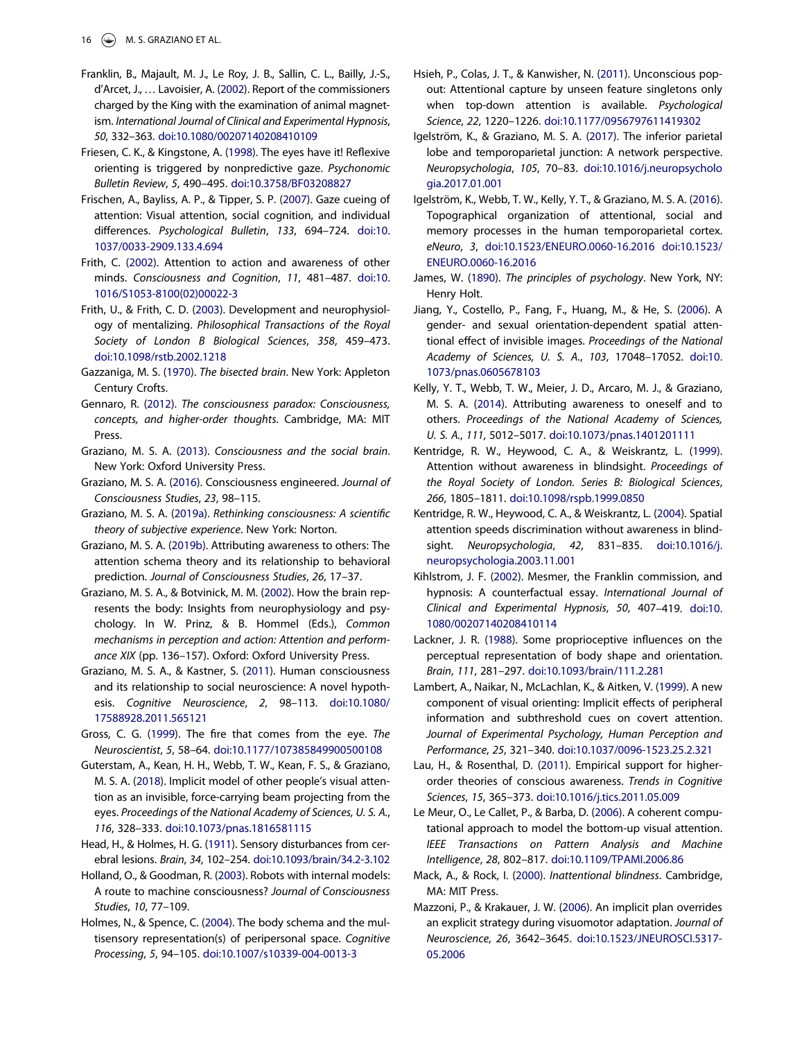Franklin, B., Majault, M. J., Le Roy, J. B., Sallin, C. L., Bailly, J.-S., d'Arcet, J., … Lavoisier, A. (2002). Report of the commissioners charged by the King with the examination of animal magnetism. *International Journal of Clinical and Experimental Hypnosis*, *50*, 332–363. doi:10.1080/00207140208410109

Friesen, C. K., & Kingstone, A. (1998). The eyes have it! Reflexive orienting is triggered by nonpredictive gaze. *Psychonomic Bulletin Review*, *5*, 490–495. doi:10.3758/BF03208827

Frischen, A., Bayliss, A. P., & Tipper, S. P. (2007). Gaze cueing of attention: Visual attention, social cognition, and individual differences. *Psychological Bulletin*, *133*, 694–724. doi:10.1037/0033-2909.133.4.694

Frith, C. (2002). Attention to action and awareness of other minds. *Consciousness and Cognition*, *11*, 481–487. doi:10.1016/S1053-8100(02)00022-3

Frith, U., & Frith, C. D. (2003). Development and neurophysiology of mentalizing. *Philosophical Transactions of the Royal Society of London B Biological Sciences*, *358*, 459–473. doi:10.1098/rstb.2002.1218

Gazzaniga, M. S. (1970). *The bisected brain*. New York: Appleton Century Crofts.

Gennaro, R. (2012). *The consciousness paradox: Consciousness, concepts, and higher-order thoughts*. Cambridge, MA: MIT Press.

Graziano, M. S. A. (2013). *Consciousness and the social brain*. New York: Oxford University Press.

Graziano, M. S. A. (2016). Consciousness engineered. *Journal of Consciousness Studies*, *23*, 98–115.

Graziano, M. S. A. (2019a). *Rethinking consciousness: A scientific theory of subjective experience*. New York: Norton.

Graziano, M. S. A. (2019b). Attributing awareness to others: The attention schema theory and its relationship to behavioral prediction. *Journal of Consciousness Studies*, *26*, 17–37.

Graziano, M. S. A., & Botvinick, M. M. (2002). How the brain represents the body: Insights from neurophysiology and psychology. In W. Prinz, & B. Hommel (Eds.), *Common mechanisms in perception and action: Attention and performance XIX* (pp. 136–157). Oxford: Oxford University Press.

Graziano, M. S. A., & Kastner, S. (2011). Human consciousness and its relationship to social neuroscience: A novel hypothesis. *Cognitive Neuroscience*, *2*, 98–113. doi:10.1080/17588928.2011.565121

Gross, C. G. (1999). The fire that comes from the eye. *The Neuroscientist*, *5*, 58–64. doi:10.1177/107385849900500108

Guterstam, A., Kean, H. H., Webb, T. W., Kean, F. S., & Graziano, M. S. A. (2018). Implicit model of other people's visual attention as an invisible, force-carrying beam projecting from the eyes. *Proceedings of the National Academy of Sciences, U. S. A.*, *116*, 328–333. doi:10.1073/pnas.1816581115

Head, H., & Holmes, H. G. (1911). Sensory disturbances from cerebral lesions. *Brain*, *34*, 102–254. doi:10.1093/brain/34.2-3.102

Holland, O., & Goodman, R. (2003). Robots with internal models: A route to machine consciousness? *Journal of Consciousness Studies*, *10*, 77–109.

Holmes, N., & Spence, C. (2004). The body schema and the multisensory representation(s) of peripersonal space. *Cognitive Processing*, *5*, 94–105. doi:10.1007/s10339-004-0013-3

Hsieh, P., Colas, J. T., & Kanwisher, N. (2011). Unconscious popout: Attentional capture by unseen feature singletons only when top-down attention is available. *Psychological Science*, *22*, 1220–1226. doi:10.1177/0956797611419302

Igelström, K., & Graziano, M. S. A. (2017). The inferior parietal lobe and temporoparietal junction: A network perspective. *Neuropsychologia*, *105*, 70–83. doi:10.1016/j.neuropsychologia.2017.01.001

Igelström, K., Webb, T. W., Kelly, Y. T., & Graziano, M. S. A. (2016). Topographical organization of attentional, social and memory processes in the human temporoparietal cortex. *eNeuro*, *3*, doi:10.1523/ENEURO.0060-16.2016 doi:10.1523/ENEURO.0060-16.2016

James, W. (1890). *The principles of psychology*. New York, NY: Henry Holt.

Jiang, Y., Costello, P., Fang, F., Huang, M., & He, S. (2006). A gender- and sexual orientation-dependent spatial attentional effect of invisible images. *Proceedings of the National Academy of Sciences, U. S. A.*, *103*, 17048–17052. doi:10.1073/pnas.0605678103

Kelly, Y. T., Webb, T. W., Meier, J. D., Arcaro, M. J., & Graziano, M. S. A. (2014). Attributing awareness to oneself and to others. *Proceedings of the National Academy of Sciences, U. S. A.*, *111*, 5012–5017. doi:10.1073/pnas.1401201111

Kentridge, R. W., Heywood, C. A., & Weiskrantz, L. (1999). Attention without awareness in blindsight. *Proceedings of the Royal Society of London. Series B: Biological Sciences*, *266*, 1805–1811. doi:10.1098/rspb.1999.0850

Kentridge, R. W., Heywood, C. A., & Weiskrantz, L. (2004). Spatial attention speeds discrimination without awareness in blindsight. *Neuropsychologia*, *42*, 831–835. doi:10.1016/j.neuropsychologia.2003.11.001

Kihlstrom, J. F. (2002). Mesmer, the Franklin commission, and hypnosis: A counterfactual essay. *International Journal of Clinical and Experimental Hypnosis*, *50*, 407–419. doi:10.1080/00207140208410114

Lackner, J. R. (1988). Some proprioceptive influences on the perceptual representation of body shape and orientation. *Brain*, *111*, 281–297. doi:10.1093/brain/111.2.281

Lambert, A., Naikar, N., McLachlan, K., & Aitken, V. (1999). A new component of visual orienting: Implicit effects of peripheral information and subthreshold cues on covert attention. *Journal of Experimental Psychology, Human Perception and Performance*, *25*, 321–340. doi:10.1037/0096-1523.25.2.321

Lau, H., & Rosenthal, D. (2011). Empirical support for higher-order theories of conscious awareness. *Trends in Cognitive Sciences*, *15*, 365–373. doi:10.1016/j.tics.2011.05.009

Le Meur, O., Le Callet, P., & Barba, D. (2006). A coherent computational approach to model the bottom-up visual attention. *IEEE Transactions on Pattern Analysis and Machine Intelligence*, *28*, 802–817. doi:10.1109/TPAMI.2006.86

Mack, A., & Rock, I. (2000). *Inattentional blindness*. Cambridge, MA: MIT Press.

Mazzoni, P., & Krakauer, J. W. (2006). An implicit plan overrides an explicit strategy during visuomotor adaptation. *Journal of Neuroscience*, *26*, 3642–3645. doi:10.1523/JNEUROSCI.5317-05.2006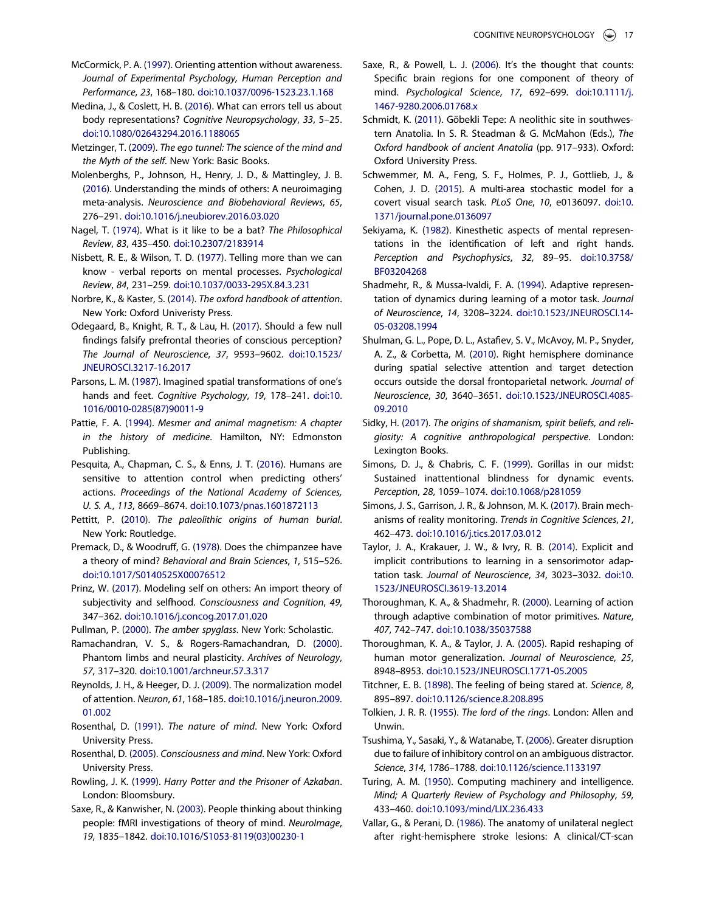McCormick, P. A. (1997). Orienting attention without awareness. *Journal of Experimental Psychology, Human Perception and Performance*, *23*, 168–180. doi:10.1037/0096-1523.23.1.168

Medina, J., & Coslett, H. B. (2016). What can errors tell us about body representations? *Cognitive Neuropsychology*, *33*, 5–25. doi:10.1080/02643294.2016.1188065

Metzinger, T. (2009). *The ego tunnel: The science of the mind and the Myth of the self*. New York: Basic Books.

Molenberghs, P., Johnson, H., Henry, J. D., & Mattingley, J. B. (2016). Understanding the minds of others: A neuroimaging meta-analysis. *Neuroscience and Biobehavioral Reviews*, *65*, 276–291. doi:10.1016/j.neubiorev.2016.03.020

Nagel, T. (1974). What is it like to be a bat? *The Philosophical Review*, *83*, 435–450. doi:10.2307/2183914

Nisbett, R. E., & Wilson, T. D. (1977). Telling more than we can know - verbal reports on mental processes. *Psychological Review*, *84*, 231–259. doi:10.1037/0033-295X.84.3.231

Norbre, K., & Kaster, S. (2014). *The oxford handbook of attention*. New York: Oxford Univeristy Press.

Odegaard, B., Knight, R. T., & Lau, H. (2017). Should a few null findings falsify prefrontal theories of conscious perception? *The Journal of Neuroscience*, *37*, 9593–9602. doi:10.1523/JNEUROSCI.3217-16.2017

Parsons, L. M. (1987). Imagined spatial transformations of one's hands and feet. *Cognitive Psychology*, *19*, 178–241. doi:10.1016/0010-0285(87)90011-9

Pattie, F. A. (1994). *Mesmer and animal magnetism: A chapter in the history of medicine*. Hamilton, NY: Edmonston Publishing.

Pesquita, A., Chapman, C. S., & Enns, J. T. (2016). Humans are sensitive to attention control when predicting others' actions. *Proceedings of the National Academy of Sciences, U. S. A.*, *113*, 8669–8674. doi:10.1073/pnas.1601872113

Pettitt, P. (2010). *The paleolithic origins of human burial*. New York: Routledge.

Premack, D., & Woodruff, G. (1978). Does the chimpanzee have a theory of mind? *Behavioral and Brain Sciences*, *1*, 515–526. doi:10.1017/S0140525X00076512

Prinz, W. (2017). Modeling self on others: An import theory of subjectivity and selfhood. *Consciousness and Cognition*, *49*, 347–362. doi:10.1016/j.concog.2017.01.020

Pullman, P. (2000). *The amber spyglass*. New York: Scholastic.

Ramachandran, V. S., & Rogers-Ramachandran, D. (2000). Phantom limbs and neural plasticity. *Archives of Neurology*, *57*, 317–320. doi:10.1001/archneur.57.3.317

Reynolds, J. H., & Heeger, D. J. (2009). The normalization model of attention. *Neuron*, *61*, 168–185. doi:10.1016/j.neuron.2009.01.002

Rosenthal, D. (1991). *The nature of mind*. New York: Oxford University Press.

Rosenthal, D. (2005). *Consciousness and mind*. New York: Oxford University Press.

Rowling, J. K. (1999). *Harry Potter and the Prisoner of Azkaban*. London: Bloomsbury.

Saxe, R., & Kanwisher, N. (2003). People thinking about thinking people: fMRI investigations of theory of mind. *NeuroImage*, *19*, 1835–1842. doi:10.1016/S1053-8119(03)00230-1

Saxe, R., & Powell, L. J. (2006). It's the thought that counts: Specific brain regions for one component of theory of mind. *Psychological Science*, *17*, 692–699. doi:10.1111/j.1467-9280.2006.01768.x

Schmidt, K. (2011). Göbekli Tepe: A neolithic site in southwestern Anatolia. In S. R. Steadman & G. McMahon (Eds.), *The Oxford handbook of ancient Anatolia* (pp. 917–933). Oxford: Oxford University Press.

Schwemmer, M. A., Feng, S. F., Holmes, P. J., Gottlieb, J., & Cohen, J. D. (2015). A multi-area stochastic model for a covert visual search task. *PLoS One*, *10*, e0136097. doi:10.1371/journal.pone.0136097

Sekiyama, K. (1982). Kinesthetic aspects of mental representations in the identification of left and right hands. *Perception and Psychophysics*, *32*, 89–95. doi:10.3758/BF03204268

Shadmehr, R., & Mussa-Ivaldi, F. A. (1994). Adaptive representation of dynamics during learning of a motor task. *Journal of Neuroscience*, *14*, 3208–3224. doi:10.1523/JNEUROSCI.14-05-03208.1994

Shulman, G. L., Pope, D. L., Astafiev, S. V., McAvoy, M. P., Snyder, A. Z., & Corbetta, M. (2010). Right hemisphere dominance during spatial selective attention and target detection occurs outside the dorsal frontoparietal network. *Journal of Neuroscience*, *30*, 3640–3651. doi:10.1523/JNEUROSCI.4085-09.2010

Sidky, H. (2017). *The origins of shamanism, spirit beliefs, and religiosity: A cognitive anthropological perspective*. London: Lexington Books.

Simons, D. J., & Chabris, C. F. (1999). Gorillas in our midst: Sustained inattentional blindness for dynamic events. *Perception*, *28*, 1059–1074. doi:10.1068/p281059

Simons, J. S., Garrison, J. R., & Johnson, M. K. (2017). Brain mechanisms of reality monitoring. *Trends in Cognitive Sciences*, *21*, 462–473. doi:10.1016/j.tics.2017.03.012

Taylor, J. A., Krakauer, J. W., & Ivry, R. B. (2014). Explicit and implicit contributions to learning in a sensorimotor adaptation task. *Journal of Neuroscience*, *34*, 3023–3032. doi:10.1523/JNEUROSCI.3619-13.2014

Thoroughman, K. A., & Shadmehr, R. (2000). Learning of action through adaptive combination of motor primitives. *Nature*, *407*, 742–747. doi:10.1038/35037588

Thoroughman, K. A., & Taylor, J. A. (2005). Rapid reshaping of human motor generalization. *Journal of Neuroscience*, *25*, 8948–8953. doi:10.1523/JNEUROSCI.1771-05.2005

Titchner, E. B. (1898). The feeling of being stared at. *Science*, *8*, 895–897. doi:10.1126/science.8.208.895

Tolkien, J. R. R. (1955). *The lord of the rings*. London: Allen and Unwin.

Tsushima, Y., Sasaki, Y., & Watanabe, T. (2006). Greater disruption due to failure of inhibitory control on an ambiguous distractor. *Science*, *314*, 1786–1788. doi:10.1126/science.1133197

Turing, A. M. (1950). Computing machinery and intelligence. *Mind; A Quarterly Review of Psychology and Philosophy*, *59*, 433–460. doi:10.1093/mind/LIX.236.433

Vallar, G., & Perani, D. (1986). The anatomy of unilateral neglect after right-hemisphere stroke lesions: A clinical/CT-scan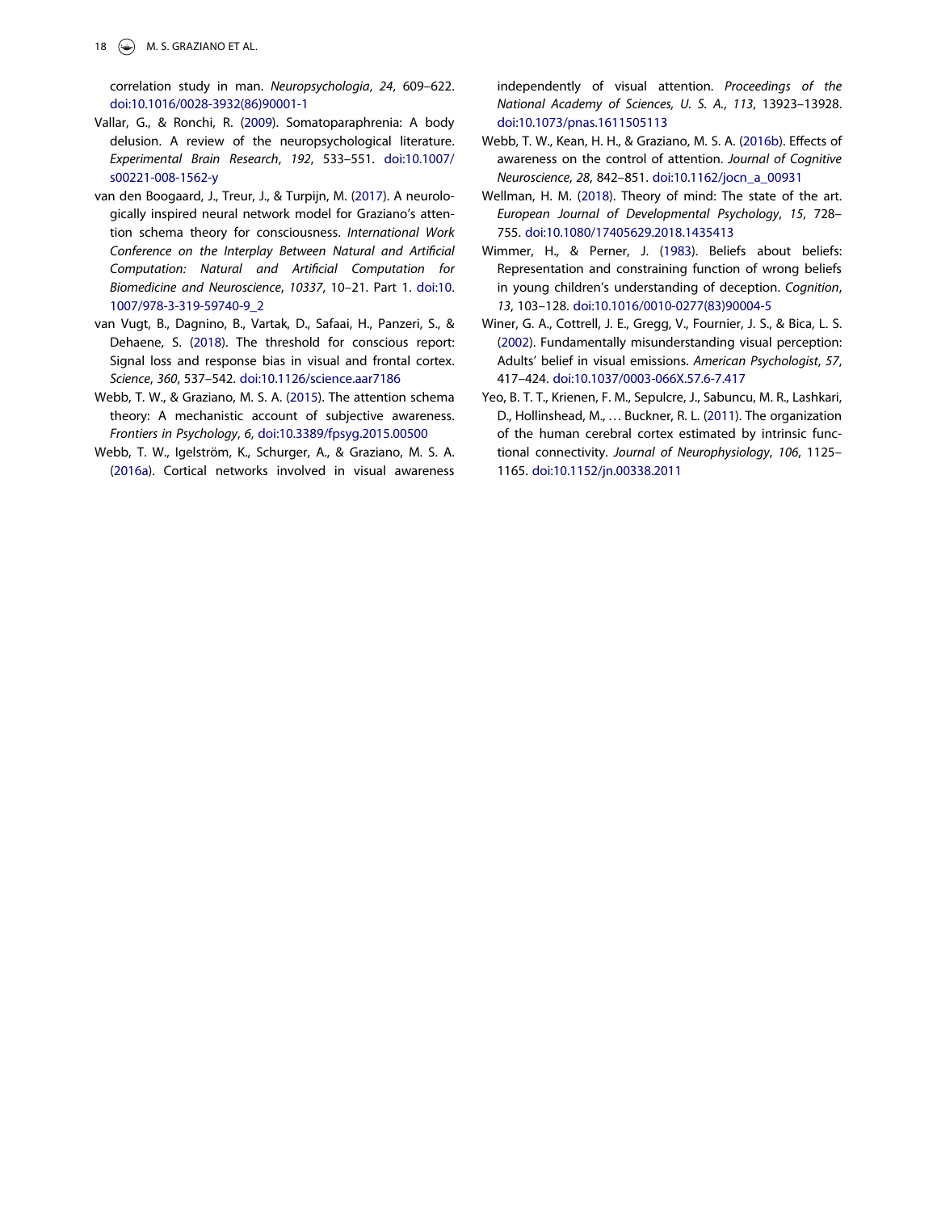correlation study in man. *Neuropsychologia*, *24*, 609–622. doi:10.1016/0028-3932(86)90001-1

Vallar, G., & Ronchi, R. (2009). Somatoparaphrenia: A body delusion. A review of the neuropsychological literature. *Experimental Brain Research*, *192*, 533–551. doi:10.1007/s00221-008-1562-y

van den Boogaard, J., Treur, J., & Turpijn, M. (2017). A neurologically inspired neural network model for Graziano's attention schema theory for consciousness. *International Work Conference on the Interplay Between Natural and Artificial Computation: Natural and Artificial Computation for Biomedicine and Neuroscience*, *10337*, 10–21. Part 1. doi:10.1007/978-3-319-59740-9_2

van Vugt, B., Dagnino, B., Vartak, D., Safaai, H., Panzeri, S., & Dehaene, S. (2018). The threshold for conscious report: Signal loss and response bias in visual and frontal cortex. *Science*, *360*, 537–542. doi:10.1126/science.aar7186

Webb, T. W., & Graziano, M. S. A. (2015). The attention schema theory: A mechanistic account of subjective awareness. *Frontiers in Psychology*, *6*, doi:10.3389/fpsyg.2015.00500

Webb, T. W., Igelström, K., Schurger, A., & Graziano, M. S. A. (2016a). Cortical networks involved in visual awareness independently of visual attention. *Proceedings of the National Academy of Sciences, U. S. A.*, *113*, 13923–13928. doi:10.1073/pnas.1611505113

Webb, T. W., Kean, H. H., & Graziano, M. S. A. (2016b). Effects of awareness on the control of attention. *Journal of Cognitive Neuroscience*, *28*, 842–851. doi:10.1162/jocn_a_00931

Wellman, H. M. (2018). Theory of mind: The state of the art. *European Journal of Developmental Psychology*, *15*, 728–755. doi:10.1080/17405629.2018.1435413

Wimmer, H., & Perner, J. (1983). Beliefs about beliefs: Representation and constraining function of wrong beliefs in young children's understanding of deception. *Cognition*, *13*, 103–128. doi:10.1016/0010-0277(83)90004-5

Winer, G. A., Cottrell, J. E., Gregg, V., Fournier, J. S., & Bica, L. S. (2002). Fundamentally misunderstanding visual perception: Adults' belief in visual emissions. *American Psychologist*, *57*, 417–424. doi:10.1037/0003-066X.57.6-7.417

Yeo, B. T. T., Krienen, F. M., Sepulcre, J., Sabuncu, M. R., Lashkari, D., Hollinshead, M., … Buckner, R. L. (2011). The organization of the human cerebral cortex estimated by intrinsic functional connectivity. *Journal of Neurophysiology*, *106*, 1125–1165. doi:10.1152/jn.00338.2011